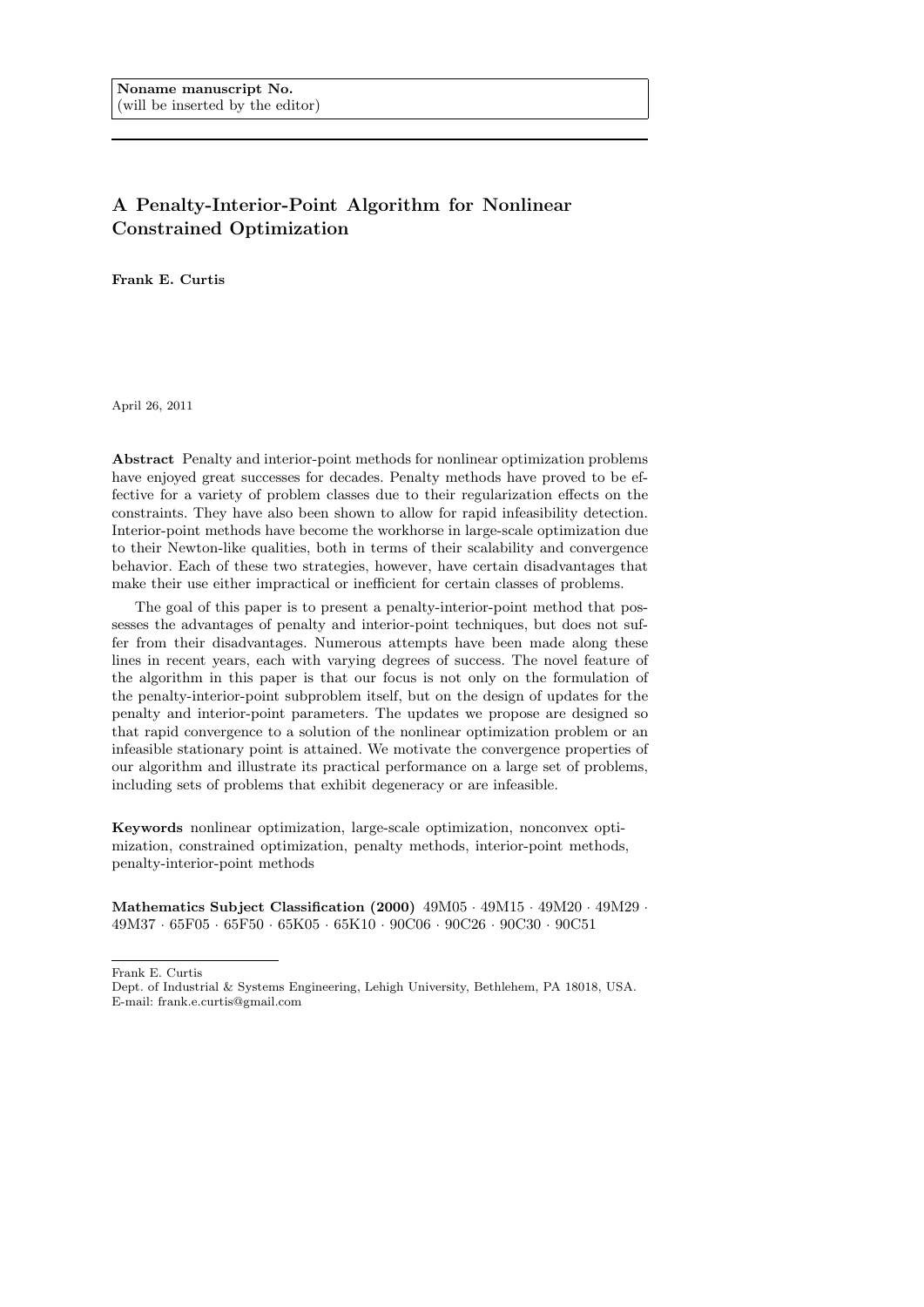**Noname manuscript No.**
(will be inserted by the editor)

# A Penalty-Interior-Point Algorithm for Nonlinear Constrained Optimization

**Frank E. Curtis**

April 26, 2011

**Abstract** Penalty and interior-point methods for nonlinear optimization problems have enjoyed great successes for decades. Penalty methods have proved to be effective for a variety of problem classes due to their regularization effects on the constraints. They have also been shown to allow for rapid infeasibility detection. Interior-point methods have become the workhorse in large-scale optimization due to their Newton-like qualities, both in terms of their scalability and convergence behavior. Each of these two strategies, however, have certain disadvantages that make their use either impractical or inefficient for certain classes of problems.

The goal of this paper is to present a penalty-interior-point method that possesses the advantages of penalty and interior-point techniques, but does not suffer from their disadvantages. Numerous attempts have been made along these lines in recent years, each with varying degrees of success. The novel feature of the algorithm in this paper is that our focus is not only on the formulation of the penalty-interior-point subproblem itself, but on the design of updates for the penalty and interior-point parameters. The updates we propose are designed so that rapid convergence to a solution of the nonlinear optimization problem or an infeasible stationary point is attained. We motivate the convergence properties of our algorithm and illustrate its practical performance on a large set of problems, including sets of problems that exhibit degeneracy or are infeasible.

**Keywords** nonlinear optimization, large-scale optimization, nonconvex optimization, constrained optimization, penalty methods, interior-point methods, penalty-interior-point methods

**Mathematics Subject Classification (2000)** 49M05 · 49M15 · 49M20 · 49M29 · 49M37 · 65F05 · 65F50 · 65K05 · 65K10 · 90C06 · 90C26 · 90C30 · 90C51

---

Frank E. Curtis
Dept. of Industrial & Systems Engineering, Lehigh University, Bethlehem, PA 18018, USA.
E-mail: frank.e.curtis@gmail.com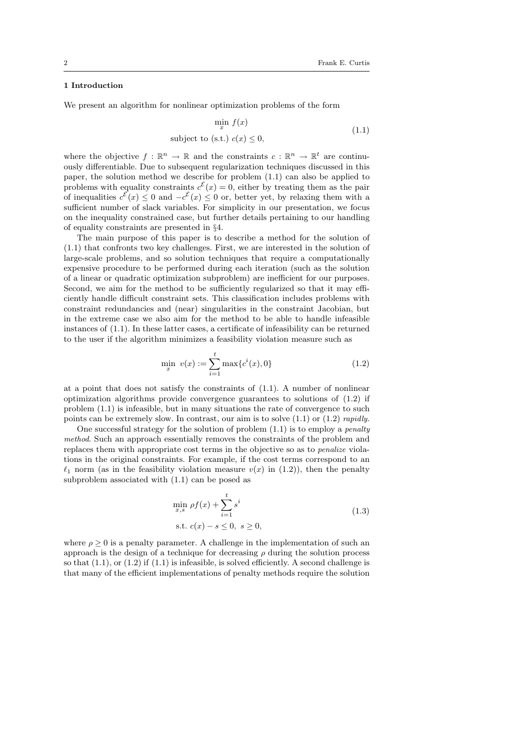## 1 Introduction

We present an algorithm for nonlinear optimization problems of the form

$$
\begin{aligned}
&\min_{x} \ f(x) \\
&\text{subject to (s.t.) } c(x) \leq 0,
\end{aligned}
\tag{1.1}
$$

where the objective $f : \mathbb{R}^n \to \mathbb{R}$ and the constraints $c : \mathbb{R}^n \to \mathbb{R}^t$ are continuously differentiable. Due to subsequent regularization techniques discussed in this paper, the solution method we describe for problem (1.1) can also be applied to problems with equality constraints $c^{\mathcal{E}}(x) = 0$, either by treating them as the pair of inequalities $c^{\mathcal{E}}(x) \leq 0$ and $-c^{\mathcal{E}}(x) \leq 0$ or, better yet, by relaxing them with a sufficient number of slack variables. For simplicity in our presentation, we focus on the inequality constrained case, but further details pertaining to our handling of equality constraints are presented in §4.

The main purpose of this paper is to describe a method for the solution of (1.1) that confronts two key challenges. First, we are interested in the solution of large-scale problems, and so solution techniques that require a computationally expensive procedure to be performed during each iteration (such as the solution of a linear or quadratic optimization subproblem) are inefficient for our purposes. Second, we aim for the method to be sufficiently regularized so that it may efficiently handle difficult constraint sets. This classification includes problems with constraint redundancies and (near) singularities in the constraint Jacobian, but in the extreme case we also aim for the method to be able to handle infeasible instances of (1.1). In these latter cases, a certificate of infeasibility can be returned to the user if the algorithm minimizes a feasibility violation measure such as

$$
\min_{x} \ v(x) := \sum_{i=1}^{t} \max\{c^i(x), 0\}
\tag{1.2}
$$

at a point that does not satisfy the constraints of (1.1). A number of nonlinear optimization algorithms provide convergence guarantees to solutions of (1.2) if problem (1.1) is infeasible, but in many situations the rate of convergence to such points can be extremely slow. In contrast, our aim is to solve (1.1) or (1.2) *rapidly*.

One successful strategy for the solution of problem (1.1) is to employ a *penalty method*. Such an approach essentially removes the constraints of the problem and replaces them with appropriate cost terms in the objective so as to *penalize* violations in the original constraints. For example, if the cost terms correspond to an $\ell_1$ norm (as in the feasibility violation measure $v(x)$ in (1.2)), then the penalty subproblem associated with (1.1) can be posed as

$$
\begin{aligned}
&\min_{x,s} \ \rho f(x) + \sum_{i=1}^{t} s^i \\
&\text{s.t. } c(x) - s \leq 0, \ s \geq 0,
\end{aligned}
\tag{1.3}
$$

where $\rho \geq 0$ is a penalty parameter. A challenge in the implementation of such an approach is the design of a technique for decreasing $\rho$ during the solution process so that (1.1), or (1.2) if (1.1) is infeasible, is solved efficiently. A second challenge is that many of the efficient implementations of penalty methods require the solution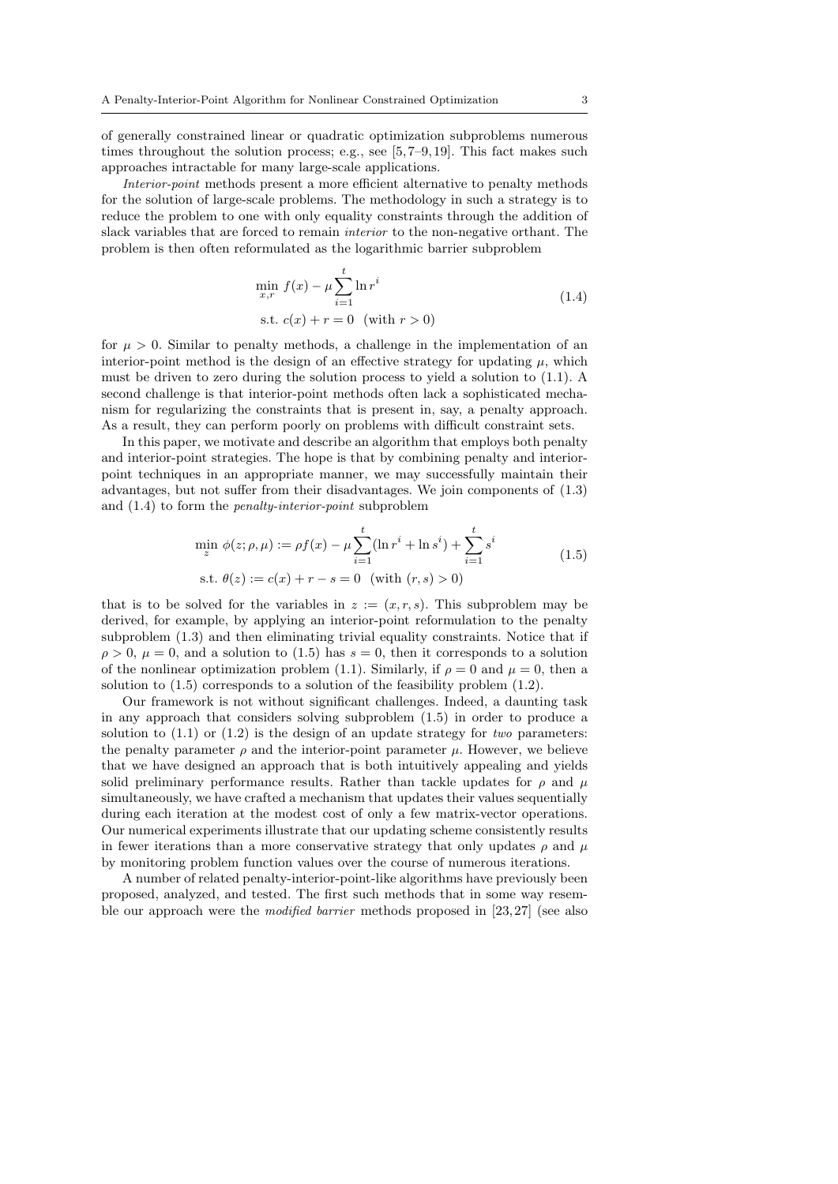of generally constrained linear or quadratic optimization subproblems numerous times throughout the solution process; e.g., see [5,7–9,19]. This fact makes such approaches intractable for many large-scale applications.

*Interior-point* methods present a more efficient alternative to penalty methods for the solution of large-scale problems. The methodology in such a strategy is to reduce the problem to one with only equality constraints through the addition of slack variables that are forced to remain *interior* to the non-negative orthant. The problem is then often reformulated as the logarithmic barrier subproblem

$$
\begin{aligned}
&\min_{x,r}\ f(x) - \mu \sum_{i=1}^{t} \ln r^i \\
&\text{s.t. } c(x) + r = 0 \quad (\text{with } r > 0)
\end{aligned}
\tag{1.4}
$$

for $\mu > 0$. Similar to penalty methods, a challenge in the implementation of an interior-point method is the design of an effective strategy for updating $\mu$, which must be driven to zero during the solution process to yield a solution to (1.1). A second challenge is that interior-point methods often lack a sophisticated mechanism for regularizing the constraints that is present in, say, a penalty approach. As a result, they can perform poorly on problems with difficult constraint sets.

In this paper, we motivate and describe an algorithm that employs both penalty and interior-point strategies. The hope is that by combining penalty and interior-point techniques in an appropriate manner, we may successfully maintain their advantages, but not suffer from their disadvantages. We join components of (1.3) and (1.4) to form the *penalty-interior-point* subproblem

$$
\begin{aligned}
&\min_{z}\ \phi(z;\rho,\mu) := \rho f(x) - \mu \sum_{i=1}^{t} (\ln r^i + \ln s^i) + \sum_{i=1}^{t} s^i \\
&\text{s.t. } \theta(z) := c(x) + r - s = 0 \quad (\text{with } (r,s) > 0)
\end{aligned}
\tag{1.5}
$$

that is to be solved for the variables in $z := (x,r,s)$. This subproblem may be derived, for example, by applying an interior-point reformulation to the penalty subproblem (1.3) and then eliminating trivial equality constraints. Notice that if $\rho > 0$, $\mu = 0$, and a solution to (1.5) has $s = 0$, then it corresponds to a solution of the nonlinear optimization problem (1.1). Similarly, if $\rho = 0$ and $\mu = 0$, then a solution to (1.5) corresponds to a solution of the feasibility problem (1.2).

Our framework is not without significant challenges. Indeed, a daunting task in any approach that considers solving subproblem (1.5) in order to produce a solution to (1.1) or (1.2) is the design of an update strategy for *two* parameters: the penalty parameter $\rho$ and the interior-point parameter $\mu$. However, we believe that we have designed an approach that is both intuitively appealing and yields solid preliminary performance results. Rather than tackle updates for $\rho$ and $\mu$ simultaneously, we have crafted a mechanism that updates their values sequentially during each iteration at the modest cost of only a few matrix-vector operations. Our numerical experiments illustrate that our updating scheme consistently results in fewer iterations than a more conservative strategy that only updates $\rho$ and $\mu$ by monitoring problem function values over the course of numerous iterations.

A number of related penalty-interior-point-like algorithms have previously been proposed, analyzed, and tested. The first such methods that in some way resemble our approach were the *modified barrier* methods proposed in [23,27] (see also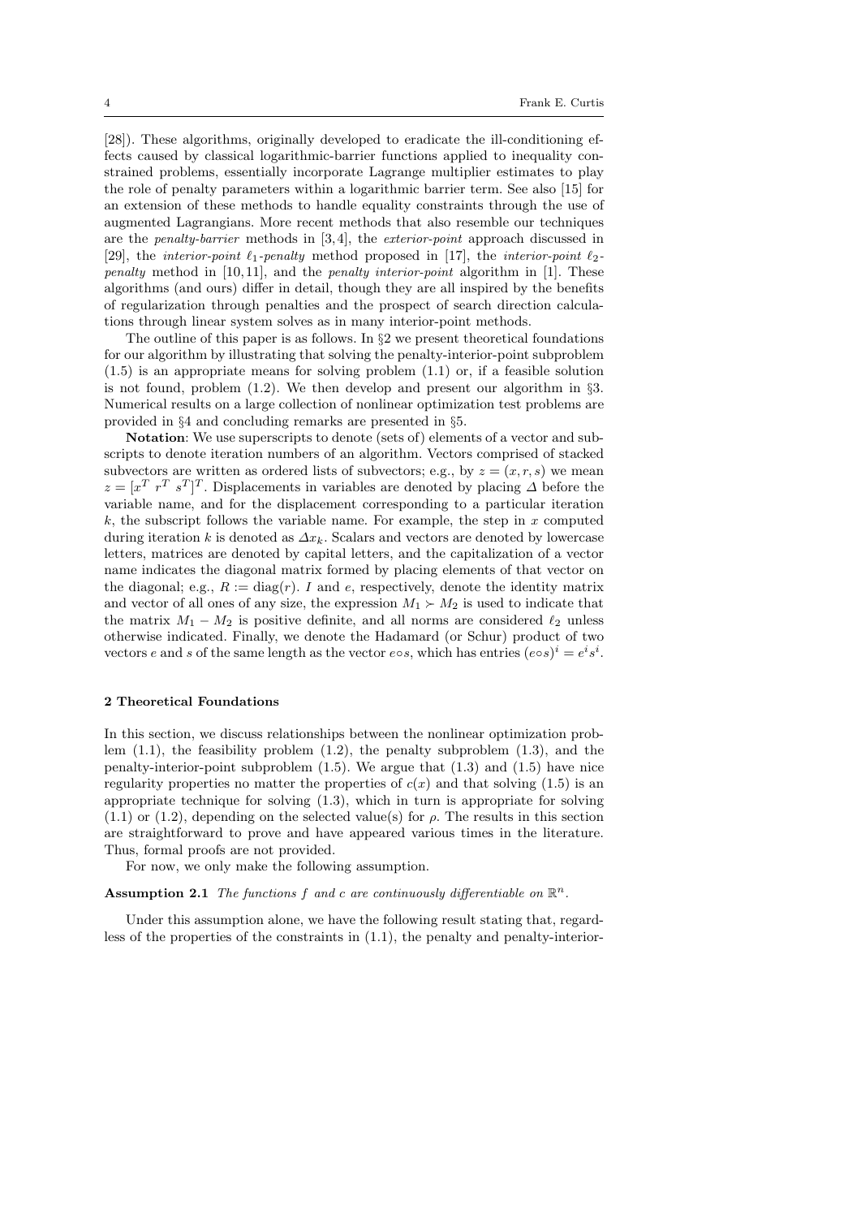[28]). These algorithms, originally developed to eradicate the ill-conditioning effects caused by classical logarithmic-barrier functions applied to inequality constrained problems, essentially incorporate Lagrange multiplier estimates to play the role of penalty parameters within a logarithmic barrier term. See also [15] for an extension of these methods to handle equality constraints through the use of augmented Lagrangians. More recent methods that also resemble our techniques are the *penalty-barrier* methods in [3,4], the *exterior-point* approach discussed in [29], the *interior-point* $\ell_1$*-penalty* method proposed in [17], the *interior-point* $\ell_2$*-penalty* method in [10,11], and the *penalty interior-point* algorithm in [1]. These algorithms (and ours) differ in detail, though they are all inspired by the benefits of regularization through penalties and the prospect of search direction calculations through linear system solves as in many interior-point methods.

The outline of this paper is as follows. In §2 we present theoretical foundations for our algorithm by illustrating that solving the penalty-interior-point subproblem (1.5) is an appropriate means for solving problem (1.1) or, if a feasible solution is not found, problem (1.2). We then develop and present our algorithm in §3. Numerical results on a large collection of nonlinear optimization test problems are provided in §4 and concluding remarks are presented in §5.

**Notation**: We use superscripts to denote (sets of) elements of a vector and subscripts to denote iteration numbers of an algorithm. Vectors comprised of stacked subvectors are written as ordered lists of subvectors; e.g., by $z = (x, r, s)$ we mean $z = [x^T \; r^T \; s^T]^T$. Displacements in variables are denoted by placing $\Delta$ before the variable name, and for the displacement corresponding to a particular iteration $k$, the subscript follows the variable name. For example, the step in $x$ computed during iteration $k$ is denoted as $\Delta x_k$. Scalars and vectors are denoted by lowercase letters, matrices are denoted by capital letters, and the capitalization of a vector name indicates the diagonal matrix formed by placing elements of that vector on the diagonal; e.g., $R := \text{diag}(r)$. $I$ and $e$, respectively, denote the identity matrix and vector of all ones of any size, the expression $M_1 \succ M_2$ is used to indicate that the matrix $M_1 - M_2$ is positive definite, and all norms are considered $\ell_2$ unless otherwise indicated. Finally, we denote the Hadamard (or Schur) product of two vectors $e$ and $s$ of the same length as the vector $e \circ s$, which has entries $(e \circ s)^i = e^i s^i$.

## 2 Theoretical Foundations

In this section, we discuss relationships between the nonlinear optimization problem (1.1), the feasibility problem (1.2), the penalty subproblem (1.3), and the penalty-interior-point subproblem (1.5). We argue that (1.3) and (1.5) have nice regularity properties no matter the properties of $c(x)$ and that solving (1.5) is an appropriate technique for solving (1.3), which in turn is appropriate for solving (1.1) or (1.2), depending on the selected value(s) for $\rho$. The results in this section are straightforward to prove and have appeared various times in the literature. Thus, formal proofs are not provided.

For now, we only make the following assumption.

**Assumption 2.1** *The functions $f$ and $c$ are continuously differentiable on $\mathbb{R}^n$.*

Under this assumption alone, we have the following result stating that, regardless of the properties of the constraints in (1.1), the penalty and penalty-interior-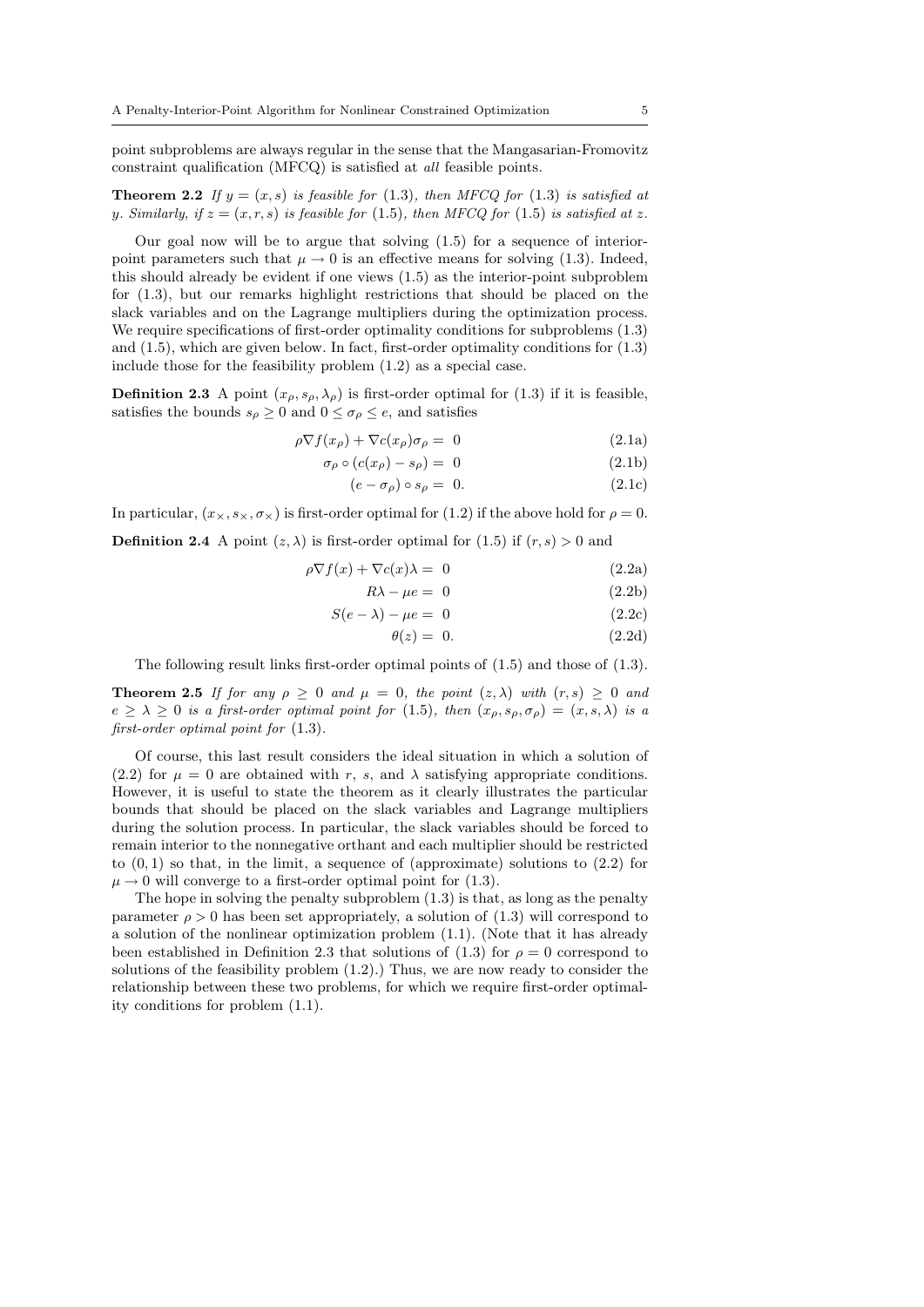point subproblems are always regular in the sense that the Mangasarian-Fromovitz constraint qualification (MFCQ) is satisfied at *all* feasible points.

**Theorem 2.2** *If $y = (x, s)$ is feasible for (1.3), then MFCQ for (1.3) is satisfied at $y$. Similarly, if $z = (x, r, s)$ is feasible for (1.5), then MFCQ for (1.5) is satisfied at $z$.*

Our goal now will be to argue that solving (1.5) for a sequence of interior-point parameters such that $\mu \to 0$ is an effective means for solving (1.3). Indeed, this should already be evident if one views (1.5) as the interior-point subproblem for (1.3), but our remarks highlight restrictions that should be placed on the slack variables and on the Lagrange multipliers during the optimization process. We require specifications of first-order optimality conditions for subproblems (1.3) and (1.5), which are given below. In fact, first-order optimality conditions for (1.3) include those for the feasibility problem (1.2) as a special case.

**Definition 2.3** A point $(x_\rho, s_\rho, \lambda_\rho)$ is first-order optimal for (1.3) if it is feasible, satisfies the bounds $s_\rho \geq 0$ and $0 \leq \sigma_\rho \leq e$, and satisfies

$$\rho \nabla f(x_\rho) + \nabla c(x_\rho) \sigma_\rho = 0 \tag{2.1a}$$

$$\sigma_\rho \circ (c(x_\rho) - s_\rho) = 0 \tag{2.1b}$$

$$(e - \sigma_\rho) \circ s_\rho = 0. \tag{2.1c}$$

In particular, $(x_\times, s_\times, \sigma_\times)$ is first-order optimal for (1.2) if the above hold for $\rho = 0$.

**Definition 2.4** A point $(z, \lambda)$ is first-order optimal for (1.5) if $(r, s) > 0$ and

$$\rho \nabla f(x) + \nabla c(x) \lambda = 0 \tag{2.2a}$$

$$R\lambda - \mu e = 0 \tag{2.2b}$$

$$S(e - \lambda) - \mu e = 0 \tag{2.2c}$$

$$\theta(z) = 0. \tag{2.2d}$$

The following result links first-order optimal points of (1.5) and those of (1.3).

**Theorem 2.5** *If for any $\rho \geq 0$ and $\mu = 0$, the point $(z, \lambda)$ with $(r, s) \geq 0$ and $e \geq \lambda \geq 0$ is a first-order optimal point for (1.5), then $(x_\rho, s_\rho, \sigma_\rho) = (x, s, \lambda)$ is a first-order optimal point for (1.3).*

Of course, this last result considers the ideal situation in which a solution of (2.2) for $\mu = 0$ are obtained with $r$, $s$, and $\lambda$ satisfying appropriate conditions. However, it is useful to state the theorem as it clearly illustrates the particular bounds that should be placed on the slack variables and Lagrange multipliers during the solution process. In particular, the slack variables should be forced to remain interior to the nonnegative orthant and each multiplier should be restricted to $(0, 1)$ so that, in the limit, a sequence of (approximate) solutions to (2.2) for $\mu \to 0$ will converge to a first-order optimal point for (1.3).

The hope in solving the penalty subproblem (1.3) is that, as long as the penalty parameter $\rho > 0$ has been set appropriately, a solution of (1.3) will correspond to a solution of the nonlinear optimization problem (1.1). (Note that it has already been established in Definition 2.3 that solutions of (1.3) for $\rho = 0$ correspond to solutions of the feasibility problem (1.2).) Thus, we are now ready to consider the relationship between these two problems, for which we require first-order optimality conditions for problem (1.1).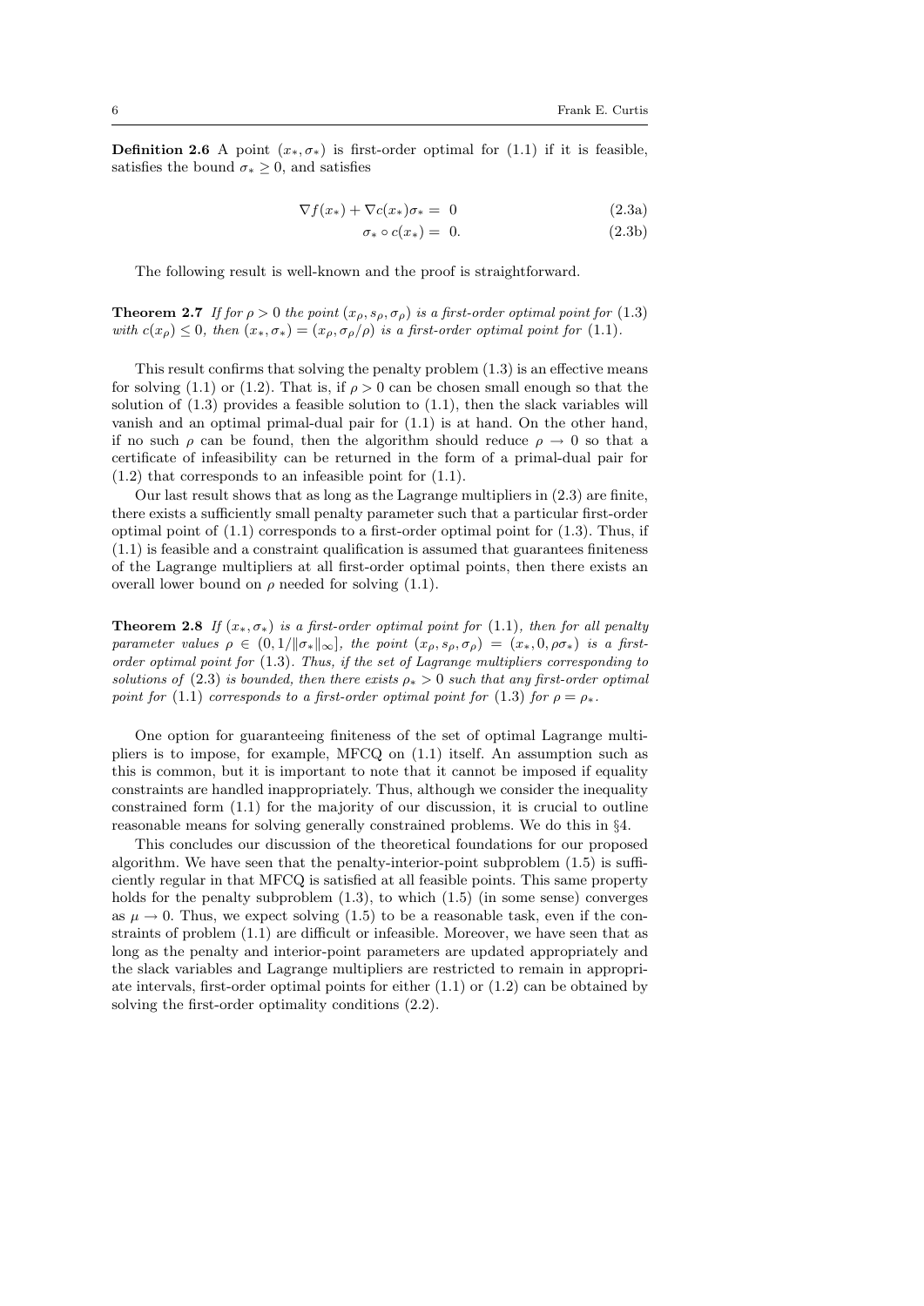**Definition 2.6** A point $(x_*, \sigma_*)$ is first-order optimal for (1.1) if it is feasible, satisfies the bound $\sigma_* \geq 0$, and satisfies

$$\nabla f(x_*) + \nabla c(x_*)\sigma_* = 0 \tag{2.3a}$$

$$\sigma_* \circ c(x_*) = 0. \tag{2.3b}$$

The following result is well-known and the proof is straightforward.

**Theorem 2.7** *If for $\rho > 0$ the point $(x_\rho, s_\rho, \sigma_\rho)$ is a first-order optimal point for (1.3) with $c(x_\rho) \leq 0$, then $(x_*, \sigma_*) = (x_\rho, \sigma_\rho/\rho)$ is a first-order optimal point for (1.1).*

This result confirms that solving the penalty problem (1.3) is an effective means for solving (1.1) or (1.2). That is, if $\rho > 0$ can be chosen small enough so that the solution of (1.3) provides a feasible solution to (1.1), then the slack variables will vanish and an optimal primal-dual pair for (1.1) is at hand. On the other hand, if no such $\rho$ can be found, then the algorithm should reduce $\rho \to 0$ so that a certificate of infeasibility can be returned in the form of a primal-dual pair for (1.2) that corresponds to an infeasible point for (1.1).

Our last result shows that as long as the Lagrange multipliers in (2.3) are finite, there exists a sufficiently small penalty parameter such that a particular first-order optimal point of (1.1) corresponds to a first-order optimal point for (1.3). Thus, if (1.1) is feasible and a constraint qualification is assumed that guarantees finiteness of the Lagrange multipliers at all first-order optimal points, then there exists an overall lower bound on $\rho$ needed for solving (1.1).

**Theorem 2.8** *If $(x_*, \sigma_*)$ is a first-order optimal point for (1.1), then for all penalty parameter values $\rho \in (0, 1/\|\sigma_*\|_\infty]$, the point $(x_\rho, s_\rho, \sigma_\rho) = (x_*, 0, \rho\sigma_*)$ is a first-order optimal point for (1.3). Thus, if the set of Lagrange multipliers corresponding to solutions of (2.3) is bounded, then there exists $\rho_* > 0$ such that any first-order optimal point for (1.1) corresponds to a first-order optimal point for (1.3) for $\rho = \rho_*$.*

One option for guaranteeing finiteness of the set of optimal Lagrange multipliers is to impose, for example, MFCQ on (1.1) itself. An assumption such as this is common, but it is important to note that it cannot be imposed if equality constraints are handled inappropriately. Thus, although we consider the inequality constrained form (1.1) for the majority of our discussion, it is crucial to outline reasonable means for solving generally constrained problems. We do this in §4.

This concludes our discussion of the theoretical foundations for our proposed algorithm. We have seen that the penalty-interior-point subproblem (1.5) is sufficiently regular in that MFCQ is satisfied at all feasible points. This same property holds for the penalty subproblem (1.3), to which (1.5) (in some sense) converges as $\mu \to 0$. Thus, we expect solving (1.5) to be a reasonable task, even if the constraints of problem (1.1) are difficult or infeasible. Moreover, we have seen that as long as the penalty and interior-point parameters are updated appropriately and the slack variables and Lagrange multipliers are restricted to remain in appropriate intervals, first-order optimal points for either (1.1) or (1.2) can be obtained by solving the first-order optimality conditions (2.2).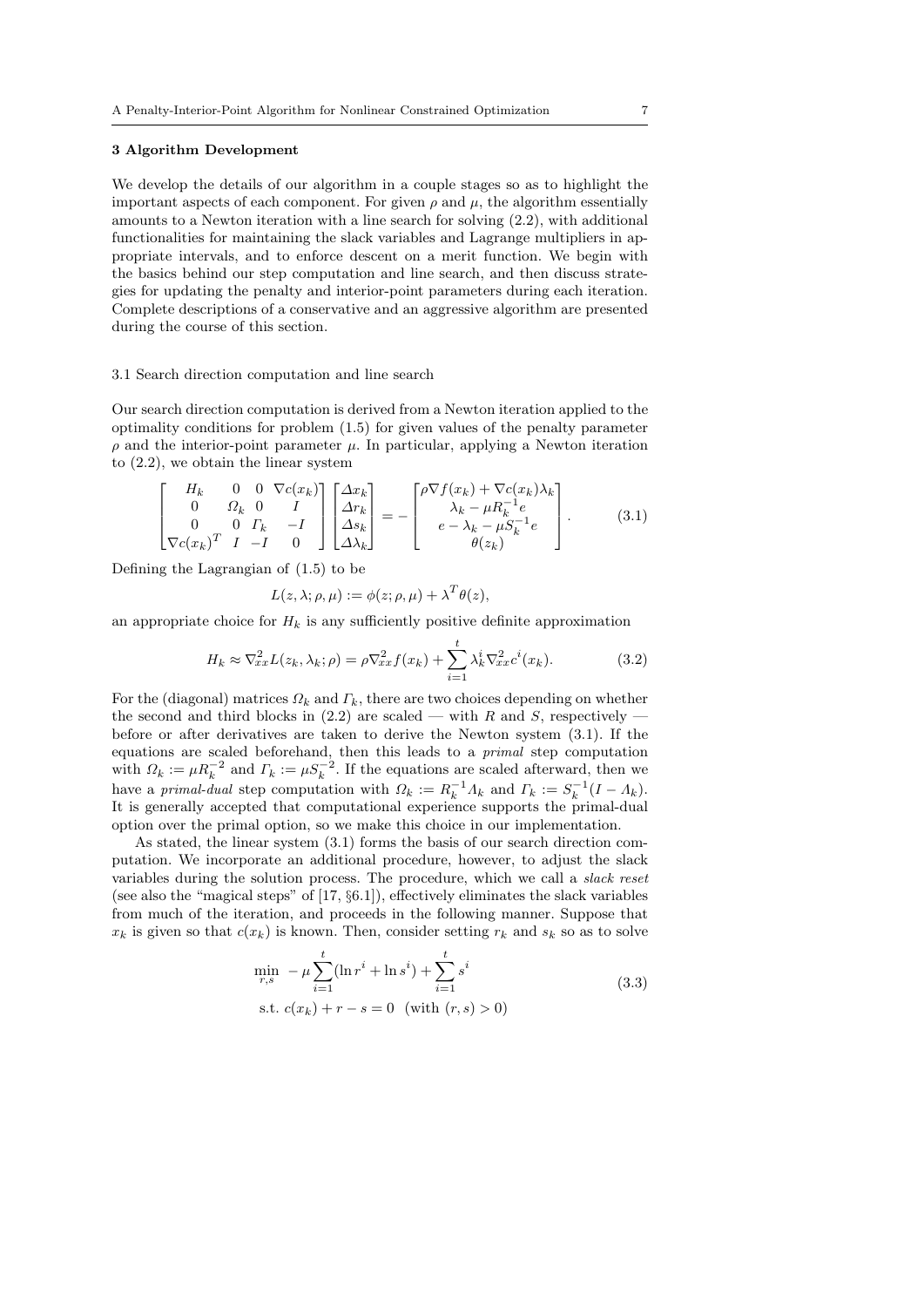### 3 Algorithm Development

We develop the details of our algorithm in a couple stages so as to highlight the important aspects of each component. For given $\rho$ and $\mu$, the algorithm essentially amounts to a Newton iteration with a line search for solving (2.2), with additional functionalities for maintaining the slack variables and Lagrange multipliers in appropriate intervals, and to enforce descent on a merit function. We begin with the basics behind our step computation and line search, and then discuss strategies for updating the penalty and interior-point parameters during each iteration. Complete descriptions of a conservative and an aggressive algorithm are presented during the course of this section.

#### 3.1 Search direction computation and line search

Our search direction computation is derived from a Newton iteration applied to the optimality conditions for problem (1.5) for given values of the penalty parameter $\rho$ and the interior-point parameter $\mu$. In particular, applying a Newton iteration to (2.2), we obtain the linear system

$$
\begin{bmatrix} H_k & 0 & 0 & \nabla c(x_k) \\ 0 & \Omega_k & 0 & I \\ 0 & 0 & \Gamma_k & -I \\ \nabla c(x_k)^T & I & -I & 0 \end{bmatrix} \begin{bmatrix} \Delta x_k \\ \Delta r_k \\ \Delta s_k \\ \Delta \lambda_k \end{bmatrix} = - \begin{bmatrix} \rho \nabla f(x_k) + \nabla c(x_k) \lambda_k \\ \lambda_k - \mu R_k^{-1} e \\ e - \lambda_k - \mu S_k^{-1} e \\ \theta(z_k) \end{bmatrix}. \tag{3.1}
$$

Defining the Lagrangian of (1.5) to be

$$
L(z, \lambda; \rho, \mu) := \phi(z; \rho, \mu) + \lambda^T \theta(z),
$$

an appropriate choice for $H_k$ is any sufficiently positive definite approximation

$$
H_k \approx \nabla_{xx}^2 L(z_k, \lambda_k; \rho) = \rho \nabla_{xx}^2 f(x_k) + \sum_{i=1}^{t} \lambda_k^i \nabla_{xx}^2 c^i(x_k). \tag{3.2}
$$

For the (diagonal) matrices $\Omega_k$ and $\Gamma_k$, there are two choices depending on whether the second and third blocks in (2.2) are scaled — with $R$ and $S$, respectively — before or after derivatives are taken to derive the Newton system (3.1). If the equations are scaled beforehand, then this leads to a *primal* step computation with $\Omega_k := \mu R_k^{-2}$ and $\Gamma_k := \mu S_k^{-2}$. If the equations are scaled afterward, then we have a *primal-dual* step computation with $\Omega_k := R_k^{-1} \Lambda_k$ and $\Gamma_k := S_k^{-1}(I - \Lambda_k)$. It is generally accepted that computational experience supports the primal-dual option over the primal option, so we make this choice in our implementation.

As stated, the linear system (3.1) forms the basis of our search direction computation. We incorporate an additional procedure, however, to adjust the slack variables during the solution process. The procedure, which we call a *slack reset* (see also the "magical steps" of [17, §6.1]), effectively eliminates the slack variables from much of the iteration, and proceeds in the following manner. Suppose that $x_k$ is given so that $c(x_k)$ is known. Then, consider setting $r_k$ and $s_k$ so as to solve

$$
\begin{aligned}
\min_{r,s} \quad & -\mu \sum_{i=1}^{t} (\ln r^i + \ln s^i) + \sum_{i=1}^{t} s^i \\
\text{s.t.} \quad & c(x_k) + r - s = 0 \quad (\text{with } (r, s) > 0)
\end{aligned} \tag{3.3}
$$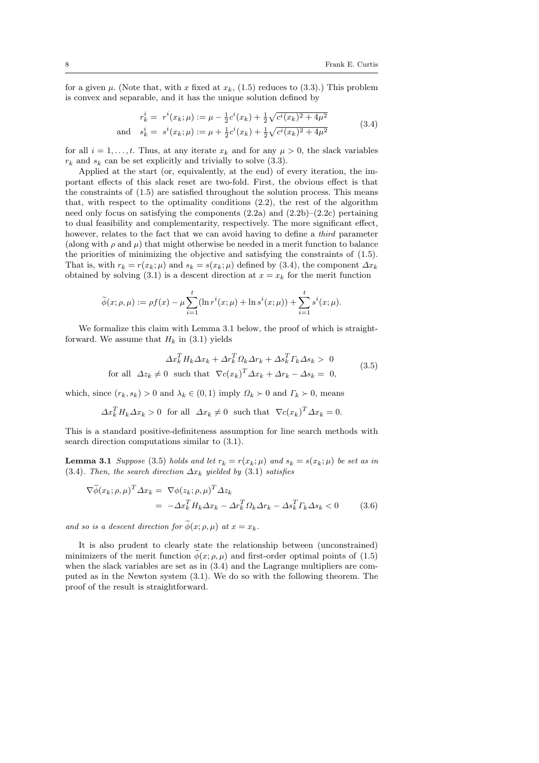for a given $\mu$. (Note that, with $x$ fixed at $x_k$, (1.5) reduces to (3.3).) This problem is convex and separable, and it has the unique solution defined by

$$
\begin{aligned}
r_k^i &= r^i(x_k;\mu) := \mu - \tfrac{1}{2}c^i(x_k) + \tfrac{1}{2}\sqrt{c^i(x_k)^2 + 4\mu^2} \\
\text{and} \quad s_k^i &= s^i(x_k;\mu) := \mu + \tfrac{1}{2}c^i(x_k) + \tfrac{1}{2}\sqrt{c^i(x_k)^2 + 4\mu^2}
\end{aligned}
\tag{3.4}
$$

for all $i = 1, \ldots, t$. Thus, at any iterate $x_k$ and for any $\mu > 0$, the slack variables $r_k$ and $s_k$ can be set explicitly and trivially to solve (3.3).

Applied at the start (or, equivalently, at the end) of every iteration, the important effects of this slack reset are two-fold. First, the obvious effect is that the constraints of (1.5) are satisfied throughout the solution process. This means that, with respect to the optimality conditions (2.2), the rest of the algorithm need only focus on satisfying the components (2.2a) and (2.2b)–(2.2c) pertaining to dual feasibility and complementarity, respectively. The more significant effect, however, relates to the fact that we can avoid having to define a *third* parameter (along with $\rho$ and $\mu$) that might otherwise be needed in a merit function to balance the priorities of minimizing the objective and satisfying the constraints of (1.5). That is, with $r_k = r(x_k;\mu)$ and $s_k = s(x_k;\mu)$ defined by (3.4), the component $\Delta x_k$ obtained by solving (3.1) is a descent direction at $x = x_k$ for the merit function

$$
\widetilde{\phi}(x;\rho,\mu) := \rho f(x) - \mu \sum_{i=1}^{t} (\ln r^i(x;\mu) + \ln s^i(x;\mu)) + \sum_{i=1}^{t} s^i(x;\mu).
$$

We formalize this claim with Lemma 3.1 below, the proof of which is straightforward. We assume that $H_k$ in (3.1) yields

$$
\begin{aligned}
\Delta x_k^T H_k \Delta x_k + \Delta r_k^T \Omega_k \Delta r_k + \Delta s_k^T \Gamma_k \Delta s_k &> 0 \\
\text{for all } \ \Delta z_k \neq 0 \ \text{ such that } \ \nabla c(x_k)^T \Delta x_k + \Delta r_k - \Delta s_k &= 0,
\end{aligned}
\tag{3.5}
$$

which, since $(r_k, s_k) > 0$ and $\lambda_k \in (0,1)$ imply $\Omega_k \succ 0$ and $\Gamma_k \succ 0$, means

$$
\Delta x_k^T H_k \Delta x_k > 0 \ \text{ for all } \ \Delta x_k \neq 0 \ \text{ such that } \ \nabla c(x_k)^T \Delta x_k = 0.
$$

This is a standard positive-definiteness assumption for line search methods with search direction computations similar to (3.1).

**Lemma 3.1** *Suppose* (3.5) *holds and let $r_k = r(x_k;\mu)$ and $s_k = s(x_k;\mu)$ be set as in* (3.4)*. Then, the search direction $\Delta x_k$ yielded by* (3.1) *satisfies*

$$
\begin{aligned}
\nabla \widetilde{\phi}(x_k;\rho,\mu)^T \Delta x_k &= \nabla \phi(z_k;\rho,\mu)^T \Delta z_k \\
&= -\Delta x_k^T H_k \Delta x_k - \Delta r_k^T \Omega_k \Delta r_k - \Delta s_k^T \Gamma_k \Delta s_k < 0
\end{aligned}
\tag{3.6}
$$

*and so is a descent direction for $\widetilde{\phi}(x;\rho,\mu)$ at $x = x_k$.*

It is also prudent to clearly state the relationship between (unconstrained) minimizers of the merit function $\widetilde{\phi}(x;\rho,\mu)$ and first-order optimal points of (1.5) when the slack variables are set as in (3.4) and the Lagrange multipliers are computed as in the Newton system (3.1). We do so with the following theorem. The proof of the result is straightforward.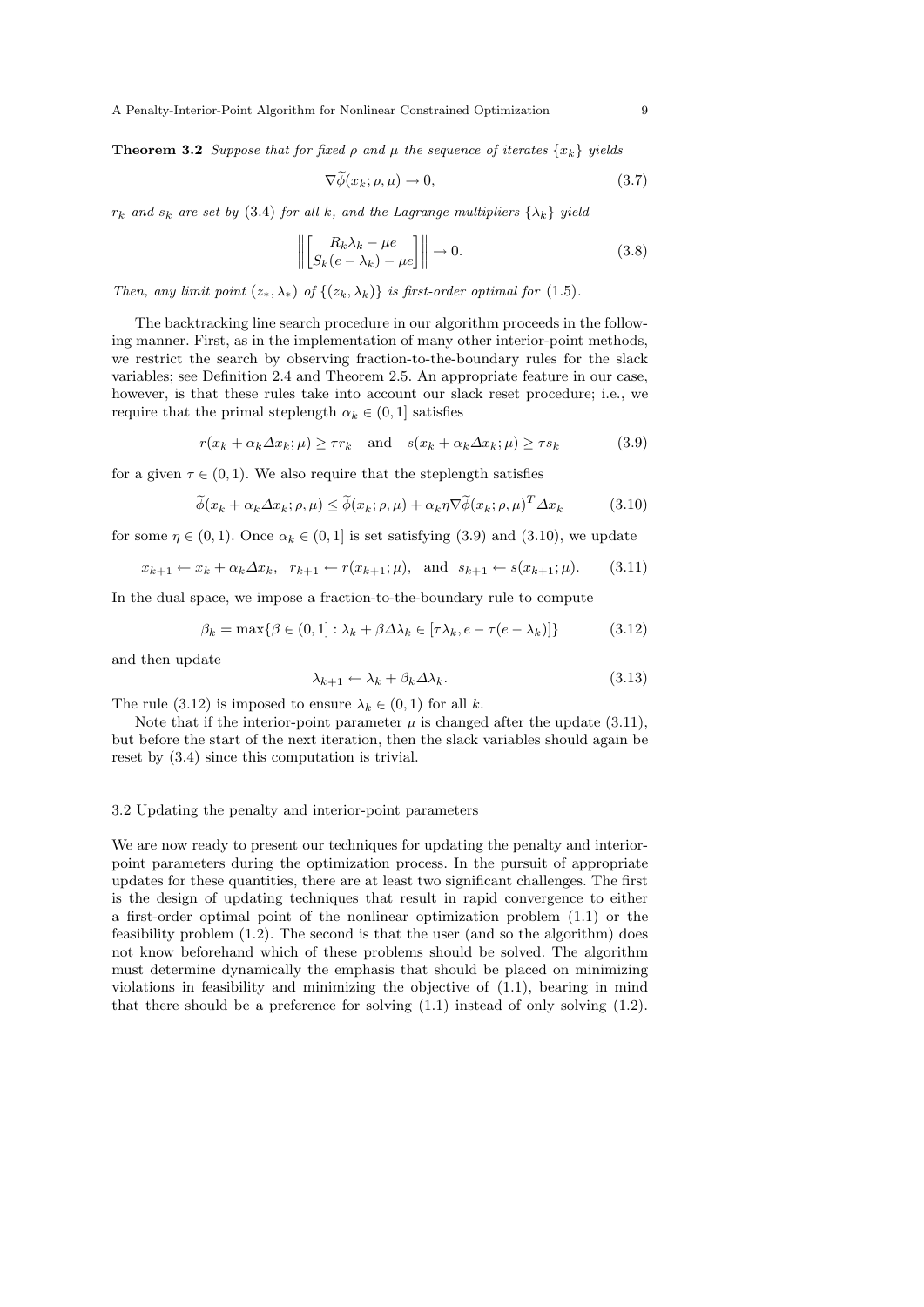**Theorem 3.2** *Suppose that for fixed* $\rho$ *and* $\mu$ *the sequence of iterates* $\{x_k\}$ *yields*

$$\nabla\widetilde{\phi}(x_k;\rho,\mu) \to 0, \tag{3.7}$$

$r_k$ *and* $s_k$ *are set by* (3.4) *for all* $k$*, and the Lagrange multipliers* $\{\lambda_k\}$ *yield*

$$\left\| \begin{bmatrix} R_k\lambda_k - \mu e \\ S_k(e-\lambda_k) - \mu e \end{bmatrix} \right\| \to 0. \tag{3.8}$$

*Then, any limit point* $(z_*, \lambda_*)$ *of* $\{(z_k, \lambda_k)\}$ *is first-order optimal for* (1.5)*.*

The backtracking line search procedure in our algorithm proceeds in the following manner. First, as in the implementation of many other interior-point methods, we restrict the search by observing fraction-to-the-boundary rules for the slack variables; see Definition 2.4 and Theorem 2.5. An appropriate feature in our case, however, is that these rules take into account our slack reset procedure; i.e., we require that the primal steplength $\alpha_k \in (0,1]$ satisfies

$$r(x_k + \alpha_k \Delta x_k; \mu) \geq \tau r_k \quad \text{and} \quad s(x_k + \alpha_k \Delta x_k; \mu) \geq \tau s_k \tag{3.9}$$

for a given $\tau \in (0,1)$. We also require that the steplength satisfies

$$\widetilde{\phi}(x_k + \alpha_k \Delta x_k; \rho, \mu) \leq \widetilde{\phi}(x_k; \rho, \mu) + \alpha_k \eta \nabla\widetilde{\phi}(x_k;\rho,\mu)^T \Delta x_k \tag{3.10}$$

for some $\eta \in (0,1)$. Once $\alpha_k \in (0,1]$ is set satisfying (3.9) and (3.10), we update

$$x_{k+1} \leftarrow x_k + \alpha_k \Delta x_k, \quad r_{k+1} \leftarrow r(x_{k+1};\mu), \quad \text{and} \quad s_{k+1} \leftarrow s(x_{k+1};\mu). \tag{3.11}$$

In the dual space, we impose a fraction-to-the-boundary rule to compute

$$\beta_k = \max\{\beta \in (0,1] : \lambda_k + \beta\Delta\lambda_k \in [\tau\lambda_k, e - \tau(e-\lambda_k)]\} \tag{3.12}$$

and then update

$$\lambda_{k+1} \leftarrow \lambda_k + \beta_k \Delta\lambda_k. \tag{3.13}$$

The rule (3.12) is imposed to ensure $\lambda_k \in (0,1)$ for all $k$.

Note that if the interior-point parameter $\mu$ is changed after the update (3.11), but before the start of the next iteration, then the slack variables should again be reset by (3.4) since this computation is trivial.

### 3.2 Updating the penalty and interior-point parameters

We are now ready to present our techniques for updating the penalty and interior-point parameters during the optimization process. In the pursuit of appropriate updates for these quantities, there are at least two significant challenges. The first is the design of updating techniques that result in rapid convergence to either a first-order optimal point of the nonlinear optimization problem (1.1) or the feasibility problem (1.2). The second is that the user (and so the algorithm) does not know beforehand which of these problems should be solved. The algorithm must determine dynamically the emphasis that should be placed on minimizing violations in feasibility and minimizing the objective of (1.1), bearing in mind that there should be a preference for solving (1.1) instead of only solving (1.2).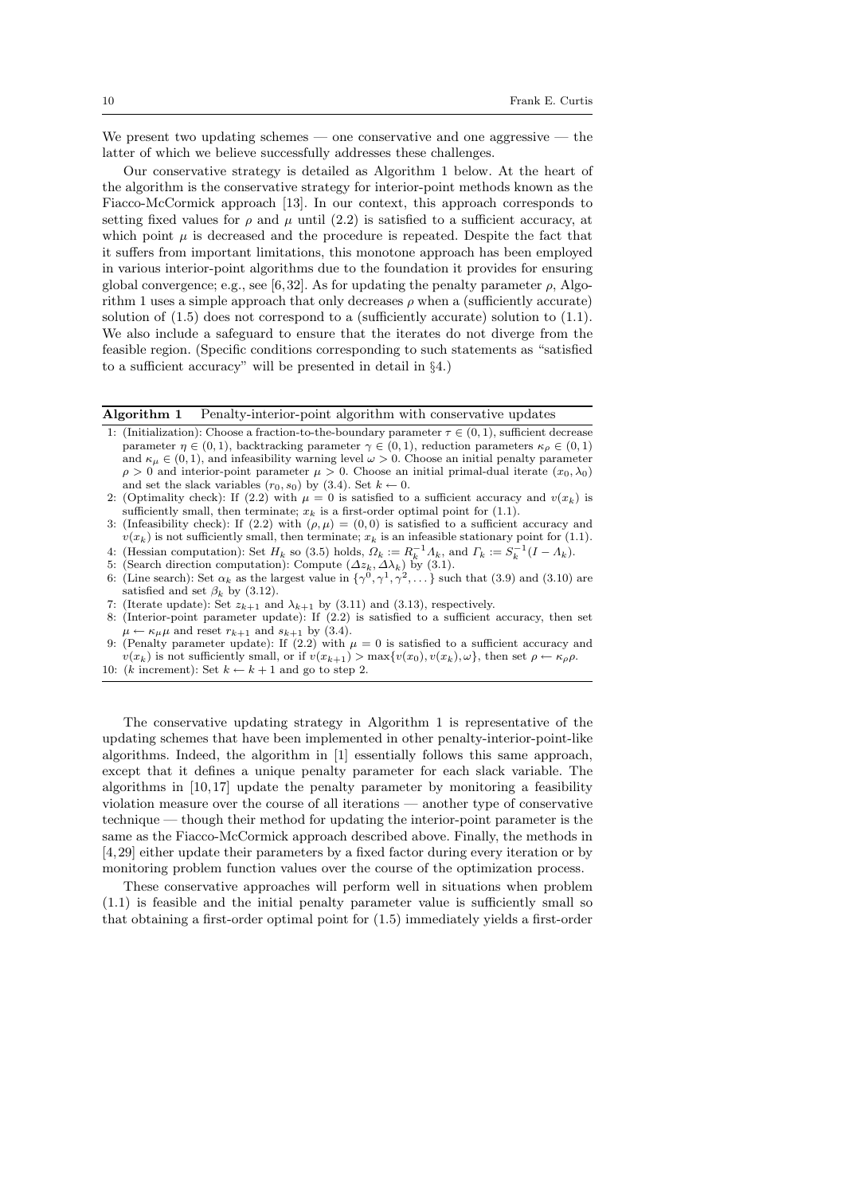We present two updating schemes — one conservative and one aggressive — the latter of which we believe successfully addresses these challenges.

Our conservative strategy is detailed as Algorithm 1 below. At the heart of the algorithm is the conservative strategy for interior-point methods known as the Fiacco-McCormick approach [13]. In our context, this approach corresponds to setting fixed values for $\rho$ and $\mu$ until (2.2) is satisfied to a sufficient accuracy, at which point $\mu$ is decreased and the procedure is repeated. Despite the fact that it suffers from important limitations, this monotone approach has been employed in various interior-point algorithms due to the foundation it provides for ensuring global convergence; e.g., see [6,32]. As for updating the penalty parameter $\rho$, Algorithm 1 uses a simple approach that only decreases $\rho$ when a (sufficiently accurate) solution of (1.5) does not correspond to a (sufficiently accurate) solution to (1.1). We also include a safeguard to ensure that the iterates do not diverge from the feasible region. (Specific conditions corresponding to such statements as "satisfied to a sufficient accuracy" will be presented in detail in §4.)

**Algorithm 1** Penalty-interior-point algorithm with conservative updates

1: (Initialization): Choose a fraction-to-the-boundary parameter $\tau \in (0,1)$, sufficient decrease parameter $\eta \in (0,1)$, backtracking parameter $\gamma \in (0,1)$, reduction parameters $\kappa_\rho \in (0,1)$ and $\kappa_\mu \in (0,1)$, and infeasibility warning level $\omega > 0$. Choose an initial penalty parameter $\rho > 0$ and interior-point parameter $\mu > 0$. Choose an initial primal-dual iterate $(x_0, \lambda_0)$ and set the slack variables $(r_0, s_0)$ by (3.4). Set $k \leftarrow 0$.
2: (Optimality check): If (2.2) with $\mu = 0$ is satisfied to a sufficient accuracy and $v(x_k)$ is sufficiently small, then terminate; $x_k$ is a first-order optimal point for (1.1).
3: (Infeasibility check): If (2.2) with $(\rho, \mu) = (0, 0)$ is satisfied to a sufficient accuracy and $v(x_k)$ is not sufficiently small, then terminate; $x_k$ is an infeasible stationary point for (1.1).
4: (Hessian computation): Set $H_k$ so (3.5) holds, $\Omega_k := R_k^{-1}\Lambda_k$, and $\Gamma_k := S_k^{-1}(I - \Lambda_k)$.
5: (Search direction computation): Compute $(\Delta z_k, \Delta\lambda_k)$ by (3.1).
6: (Line search): Set $\alpha_k$ as the largest value in $\{\gamma^0, \gamma^1, \gamma^2, \dots\}$ such that (3.9) and (3.10) are satisfied and set $\beta_k$ by (3.12).
7: (Iterate update): Set $z_{k+1}$ and $\lambda_{k+1}$ by (3.11) and (3.13), respectively.
8: (Interior-point parameter update): If (2.2) is satisfied to a sufficient accuracy, then set $\mu \leftarrow \kappa_\mu \mu$ and reset $r_{k+1}$ and $s_{k+1}$ by (3.4).
9: (Penalty parameter update): If (2.2) with $\mu = 0$ is satisfied to a sufficient accuracy and $v(x_k)$ is not sufficiently small, or if $v(x_{k+1}) > \max\{v(x_0), v(x_k), \omega\}$, then set $\rho \leftarrow \kappa_\rho \rho$.
10: ($k$ increment): Set $k \leftarrow k + 1$ and go to step 2.

The conservative updating strategy in Algorithm 1 is representative of the updating schemes that have been implemented in other penalty-interior-point-like algorithms. Indeed, the algorithm in [1] essentially follows this same approach, except that it defines a unique penalty parameter for each slack variable. The algorithms in [10,17] update the penalty parameter by monitoring a feasibility violation measure over the course of all iterations — another type of conservative technique — though their method for updating the interior-point parameter is the same as the Fiacco-McCormick approach described above. Finally, the methods in [4,29] either update their parameters by a fixed factor during every iteration or by monitoring problem function values over the course of the optimization process.

These conservative approaches will perform well in situations when problem (1.1) is feasible and the initial penalty parameter value is sufficiently small so that obtaining a first-order optimal point for (1.5) immediately yields a first-order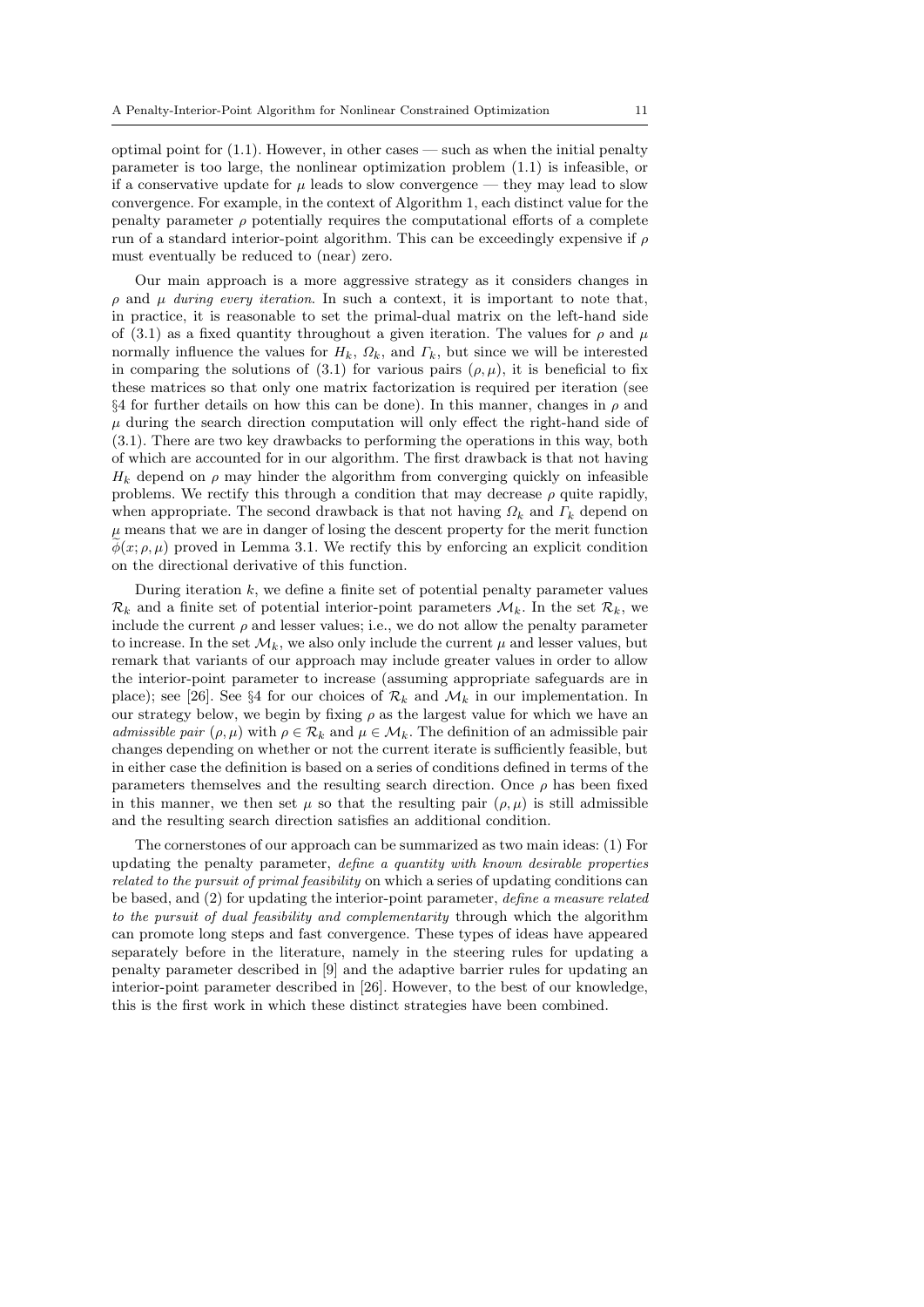optimal point for (1.1). However, in other cases — such as when the initial penalty parameter is too large, the nonlinear optimization problem (1.1) is infeasible, or if a conservative update for $\mu$ leads to slow convergence — they may lead to slow convergence. For example, in the context of Algorithm 1, each distinct value for the penalty parameter $\rho$ potentially requires the computational efforts of a complete run of a standard interior-point algorithm. This can be exceedingly expensive if $\rho$ must eventually be reduced to (near) zero.

Our main approach is a more aggressive strategy as it considers changes in $\rho$ and $\mu$ *during every iteration*. In such a context, it is important to note that, in practice, it is reasonable to set the primal-dual matrix on the left-hand side of (3.1) as a fixed quantity throughout a given iteration. The values for $\rho$ and $\mu$ normally influence the values for $H_k$, $\Omega_k$, and $\Gamma_k$, but since we will be interested in comparing the solutions of (3.1) for various pairs $(\rho, \mu)$, it is beneficial to fix these matrices so that only one matrix factorization is required per iteration (see §4 for further details on how this can be done). In this manner, changes in $\rho$ and $\mu$ during the search direction computation will only effect the right-hand side of (3.1). There are two key drawbacks to performing the operations in this way, both of which are accounted for in our algorithm. The first drawback is that not having $H_k$ depend on $\rho$ may hinder the algorithm from converging quickly on infeasible problems. We rectify this through a condition that may decrease $\rho$ quite rapidly, when appropriate. The second drawback is that not having $\Omega_k$ and $\Gamma_k$ depend on $\mu$ means that we are in danger of losing the descent property for the merit function $\widetilde{\phi}(x; \rho, \mu)$ proved in Lemma 3.1. We rectify this by enforcing an explicit condition on the directional derivative of this function.

During iteration $k$, we define a finite set of potential penalty parameter values $\mathcal{R}_k$ and a finite set of potential interior-point parameters $\mathcal{M}_k$. In the set $\mathcal{R}_k$, we include the current $\rho$ and lesser values; i.e., we do not allow the penalty parameter to increase. In the set $\mathcal{M}_k$, we also only include the current $\mu$ and lesser values, but remark that variants of our approach may include greater values in order to allow the interior-point parameter to increase (assuming appropriate safeguards are in place); see [26]. See §4 for our choices of $\mathcal{R}_k$ and $\mathcal{M}_k$ in our implementation. In our strategy below, we begin by fixing $\rho$ as the largest value for which we have an *admissible pair* $(\rho, \mu)$ with $\rho \in \mathcal{R}_k$ and $\mu \in \mathcal{M}_k$. The definition of an admissible pair changes depending on whether or not the current iterate is sufficiently feasible, but in either case the definition is based on a series of conditions defined in terms of the parameters themselves and the resulting search direction. Once $\rho$ has been fixed in this manner, we then set $\mu$ so that the resulting pair $(\rho, \mu)$ is still admissible and the resulting search direction satisfies an additional condition.

The cornerstones of our approach can be summarized as two main ideas: (1) For updating the penalty parameter, *define a quantity with known desirable properties related to the pursuit of primal feasibility* on which a series of updating conditions can be based, and (2) for updating the interior-point parameter, *define a measure related to the pursuit of dual feasibility and complementarity* through which the algorithm can promote long steps and fast convergence. These types of ideas have appeared separately before in the literature, namely in the steering rules for updating a penalty parameter described in [9] and the adaptive barrier rules for updating an interior-point parameter described in [26]. However, to the best of our knowledge, this is the first work in which these distinct strategies have been combined.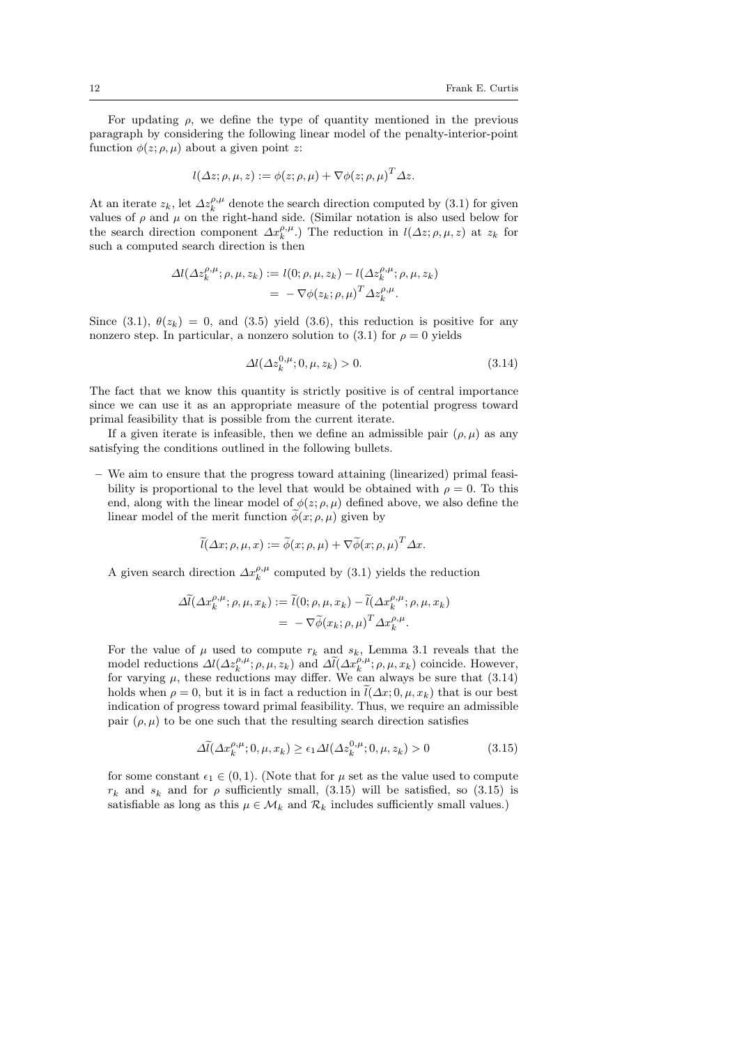For updating $\rho$, we define the type of quantity mentioned in the previous paragraph by considering the following linear model of the penalty-interior-point function $\phi(z;\rho,\mu)$ about a given point $z$:

$$l(\Delta z;\rho,\mu,z) := \phi(z;\rho,\mu) + \nabla\phi(z;\rho,\mu)^T\Delta z.$$

At an iterate $z_k$, let $\Delta z_k^{\rho,\mu}$ denote the search direction computed by (3.1) for given values of $\rho$ and $\mu$ on the right-hand side. (Similar notation is also used below for the search direction component $\Delta x_k^{\rho,\mu}$.) The reduction in $l(\Delta z;\rho,\mu,z)$ at $z_k$ for such a computed search direction is then

$$\begin{aligned}\Delta l(\Delta z_k^{\rho,\mu};\rho,\mu,z_k) &:= l(0;\rho,\mu,z_k) - l(\Delta z_k^{\rho,\mu};\rho,\mu,z_k)\\ &= -\nabla\phi(z_k;\rho,\mu)^T\Delta z_k^{\rho,\mu}.\end{aligned}$$

Since (3.1), $\theta(z_k) = 0$, and (3.5) yield (3.6), this reduction is positive for any nonzero step. In particular, a nonzero solution to (3.1) for $\rho = 0$ yields

$$\Delta l(\Delta z_k^{0,\mu};0,\mu,z_k) > 0. \tag{3.14}$$

The fact that we know this quantity is strictly positive is of central importance since we can use it as an appropriate measure of the potential progress toward primal feasibility that is possible from the current iterate.

If a given iterate is infeasible, then we define an admissible pair $(\rho,\mu)$ as any satisfying the conditions outlined in the following bullets.

– We aim to ensure that the progress toward attaining (linearized) primal feasibility is proportional to the level that would be obtained with $\rho = 0$. To this end, along with the linear model of $\phi(z;\rho,\mu)$ defined above, we also define the linear model of the merit function $\widetilde{\phi}(x;\rho,\mu)$ given by

$$\widetilde{l}(\Delta x;\rho,\mu,x) := \widetilde{\phi}(x;\rho,\mu) + \nabla\widetilde{\phi}(x;\rho,\mu)^T\Delta x.$$

A given search direction $\Delta x_k^{\rho,\mu}$ computed by (3.1) yields the reduction

$$\begin{aligned}\Delta\widetilde{l}(\Delta x_k^{\rho,\mu};\rho,\mu,x_k) &:= \widetilde{l}(0;\rho,\mu,x_k) - \widetilde{l}(\Delta x_k^{\rho,\mu};\rho,\mu,x_k)\\ &= -\nabla\widetilde{\phi}(x_k;\rho,\mu)^T\Delta x_k^{\rho,\mu}.\end{aligned}$$

For the value of $\mu$ used to compute $r_k$ and $s_k$, Lemma 3.1 reveals that the model reductions $\Delta l(\Delta z_k^{\rho,\mu};\rho,\mu,z_k)$ and $\Delta\widetilde{l}(\Delta x_k^{\rho,\mu};\rho,\mu,x_k)$ coincide. However, for varying $\mu$, these reductions may differ. We can always be sure that (3.14) holds when $\rho = 0$, but it is in fact a reduction in $\widetilde{l}(\Delta x;0,\mu,x_k)$ that is our best indication of progress toward primal feasibility. Thus, we require an admissible pair $(\rho,\mu)$ to be one such that the resulting search direction satisfies

$$\Delta\widetilde{l}(\Delta x_k^{\rho,\mu};0,\mu,x_k) \geq \epsilon_1\Delta l(\Delta z_k^{0,\mu};0,\mu,z_k) > 0 \tag{3.15}$$

for some constant $\epsilon_1 \in (0,1)$. (Note that for $\mu$ set as the value used to compute $r_k$ and $s_k$ and for $\rho$ sufficiently small, (3.15) will be satisfied, so (3.15) is satisfiable as long as this $\mu \in \mathcal{M}_k$ and $\mathcal{R}_k$ includes sufficiently small values.)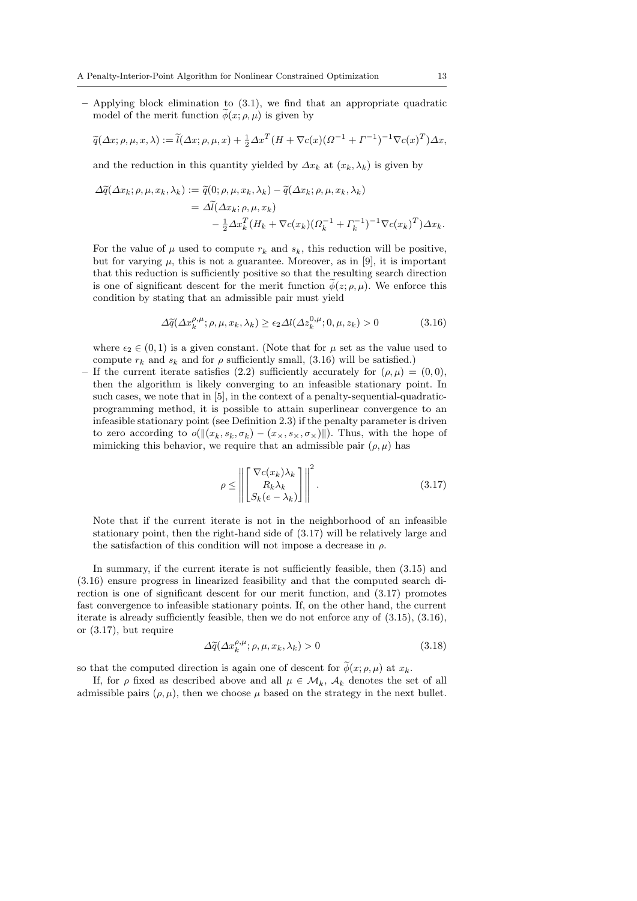– Applying block elimination to (3.1), we find that an appropriate quadratic model of the merit function $\widetilde{\phi}(x;\rho,\mu)$ is given by

$$\widetilde{q}(\Delta x;\rho,\mu,x,\lambda) := \widetilde{l}(\Delta x;\rho,\mu,x) + \tfrac{1}{2}\Delta x^T(H + \nabla c(x)(\Omega^{-1}+\Gamma^{-1})^{-1}\nabla c(x)^T)\Delta x,$$

and the reduction in this quantity yielded by $\Delta x_k$ at $(x_k,\lambda_k)$ is given by

$$\begin{aligned}\Delta\widetilde{q}(\Delta x_k;\rho,\mu,x_k,\lambda_k) &:= \widetilde{q}(0;\rho,\mu,x_k,\lambda_k) - \widetilde{q}(\Delta x_k;\rho,\mu,x_k,\lambda_k)\\ &= \Delta\widetilde{l}(\Delta x_k;\rho,\mu,x_k)\\ &\quad - \tfrac{1}{2}\Delta x_k^T(H_k + \nabla c(x_k)(\Omega_k^{-1}+\Gamma_k^{-1})^{-1}\nabla c(x_k)^T)\Delta x_k.\end{aligned}$$

For the value of $\mu$ used to compute $r_k$ and $s_k$, this reduction will be positive, but for varying $\mu$, this is not a guarantee. Moreover, as in [9], it is important that this reduction is sufficiently positive so that the resulting search direction is one of significant descent for the merit function $\widetilde{\phi}(z;\rho,\mu)$. We enforce this condition by stating that an admissible pair must yield

$$\Delta\widetilde{q}(\Delta x_k^{\rho,\mu};\rho,\mu,x_k,\lambda_k) \geq \epsilon_2 \Delta l(\Delta z_k^{0,\mu};0,\mu,z_k) > 0 \tag{3.16}$$

where $\epsilon_2 \in (0,1)$ is a given constant. (Note that for $\mu$ set as the value used to compute $r_k$ and $s_k$ and for $\rho$ sufficiently small, (3.16) will be satisfied.)

– If the current iterate satisfies (2.2) sufficiently accurately for $(\rho,\mu) = (0,0)$, then the algorithm is likely converging to an infeasible stationary point. In such cases, we note that in [5], in the context of a penalty-sequential-quadratic-programming method, it is possible to attain superlinear convergence to an infeasible stationary point (see Definition 2.3) if the penalty parameter is driven to zero according to $o(\|(x_k,s_k,\sigma_k) - (x_\times,s_\times,\sigma_\times)\|)$. Thus, with the hope of mimicking this behavior, we require that an admissible pair $(\rho,\mu)$ has

$$\rho \leq \left\| \begin{bmatrix} \nabla c(x_k)\lambda_k \\ R_k\lambda_k \\ S_k(e-\lambda_k) \end{bmatrix} \right\|^2. \tag{3.17}$$

Note that if the current iterate is not in the neighborhood of an infeasible stationary point, then the right-hand side of (3.17) will be relatively large and the satisfaction of this condition will not impose a decrease in $\rho$.

In summary, if the current iterate is not sufficiently feasible, then (3.15) and (3.16) ensure progress in linearized feasibility and that the computed search direction is one of significant descent for our merit function, and (3.17) promotes fast convergence to infeasible stationary points. If, on the other hand, the current iterate is already sufficiently feasible, then we do not enforce any of (3.15), (3.16), or (3.17), but require

$$\Delta\widetilde{q}(\Delta x_k^{\rho,\mu};\rho,\mu,x_k,\lambda_k) > 0 \tag{3.18}$$

so that the computed direction is again one of descent for $\widetilde{\phi}(x;\rho,\mu)$ at $x_k$.

If, for $\rho$ fixed as described above and all $\mu \in \mathcal{M}_k$, $\mathcal{A}_k$ denotes the set of all admissible pairs $(\rho,\mu)$, then we choose $\mu$ based on the strategy in the next bullet.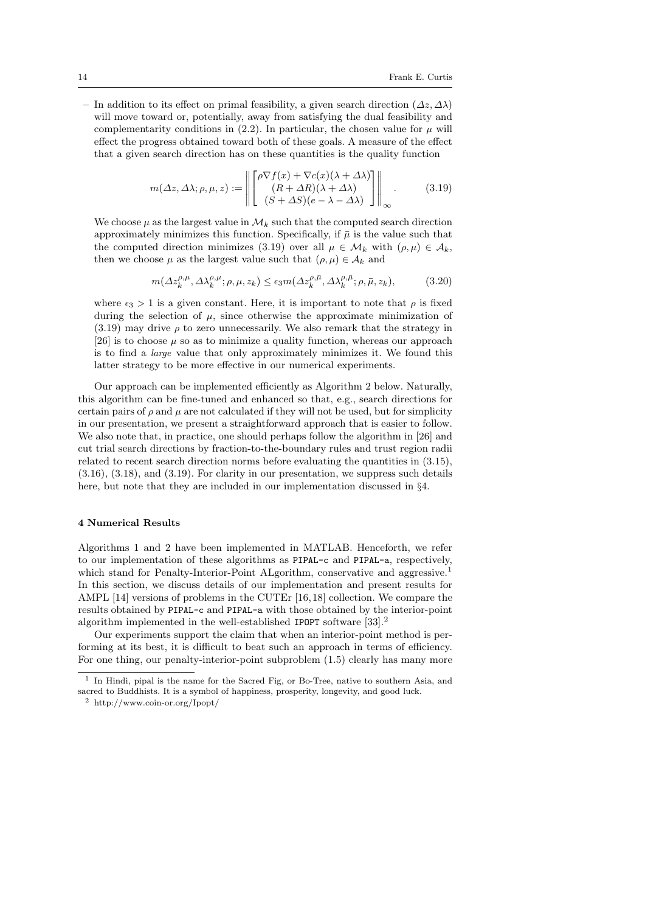– In addition to its effect on primal feasibility, a given search direction $(\Delta z, \Delta\lambda)$ will move toward or, potentially, away from satisfying the dual feasibility and complementarity conditions in (2.2). In particular, the chosen value for $\mu$ will effect the progress obtained toward both of these goals. A measure of the effect that a given search direction has on these quantities is the quality function

$$
m(\Delta z, \Delta\lambda; \rho, \mu, z) := \left\| \begin{bmatrix} \rho\nabla f(x) + \nabla c(x)(\lambda + \Delta\lambda) \\ (R + \Delta R)(\lambda + \Delta\lambda) \\ (S + \Delta S)(e - \lambda - \Delta\lambda) \end{bmatrix} \right\|_\infty . \tag{3.19}
$$

We choose $\mu$ as the largest value in $\mathcal{M}_k$ such that the computed search direction approximately minimizes this function. Specifically, if $\bar{\mu}$ is the value such that the computed direction minimizes (3.19) over all $\mu \in \mathcal{M}_k$ with $(\rho, \mu) \in \mathcal{A}_k$, then we choose $\mu$ as the largest value such that $(\rho, \mu) \in \mathcal{A}_k$ and

$$
m(\Delta z_k^{\rho,\mu}, \Delta\lambda_k^{\rho,\mu}; \rho, \mu, z_k) \le \epsilon_3 m(\Delta z_k^{\rho,\bar{\mu}}, \Delta\lambda_k^{\rho,\bar{\mu}}; \rho, \bar{\mu}, z_k), \tag{3.20}
$$

where $\epsilon_3 > 1$ is a given constant. Here, it is important to note that $\rho$ is fixed during the selection of $\mu$, since otherwise the approximate minimization of (3.19) may drive $\rho$ to zero unnecessarily. We also remark that the strategy in [26] is to choose $\mu$ so as to minimize a quality function, whereas our approach is to find a *large* value that only approximately minimizes it. We found this latter strategy to be more effective in our numerical experiments.

Our approach can be implemented efficiently as Algorithm 2 below. Naturally, this algorithm can be fine-tuned and enhanced so that, e.g., search directions for certain pairs of $\rho$ and $\mu$ are not calculated if they will not be used, but for simplicity in our presentation, we present a straightforward approach that is easier to follow. We also note that, in practice, one should perhaps follow the algorithm in [26] and cut trial search directions by fraction-to-the-boundary rules and trust region radii related to recent search direction norms before evaluating the quantities in (3.15), (3.16), (3.18), and (3.19). For clarity in our presentation, we suppress such details here, but note that they are included in our implementation discussed in §4.

## 4 Numerical Results

Algorithms 1 and 2 have been implemented in MATLAB. Henceforth, we refer to our implementation of these algorithms as PIPAL-c and PIPAL-a, respectively, which stand for Penalty-Interior-Point ALgorithm, conservative and aggressive.[1] In this section, we discuss details of our implementation and present results for AMPL [14] versions of problems in the CUTEr [16, 18] collection. We compare the results obtained by PIPAL-c and PIPAL-a with those obtained by the interior-point algorithm implemented in the well-established IPOPT software [33].[2]

Our experiments support the claim that when an interior-point method is performing at its best, it is difficult to beat such an approach in terms of efficiency. For one thing, our penalty-interior-point subproblem (1.5) clearly has many more

[1] In Hindi, pipal is the name for the Sacred Fig, or Bo-Tree, native to southern Asia, and sacred to Buddhists. It is a symbol of happiness, prosperity, longevity, and good luck.

[2] http://www.coin-or.org/Ipopt/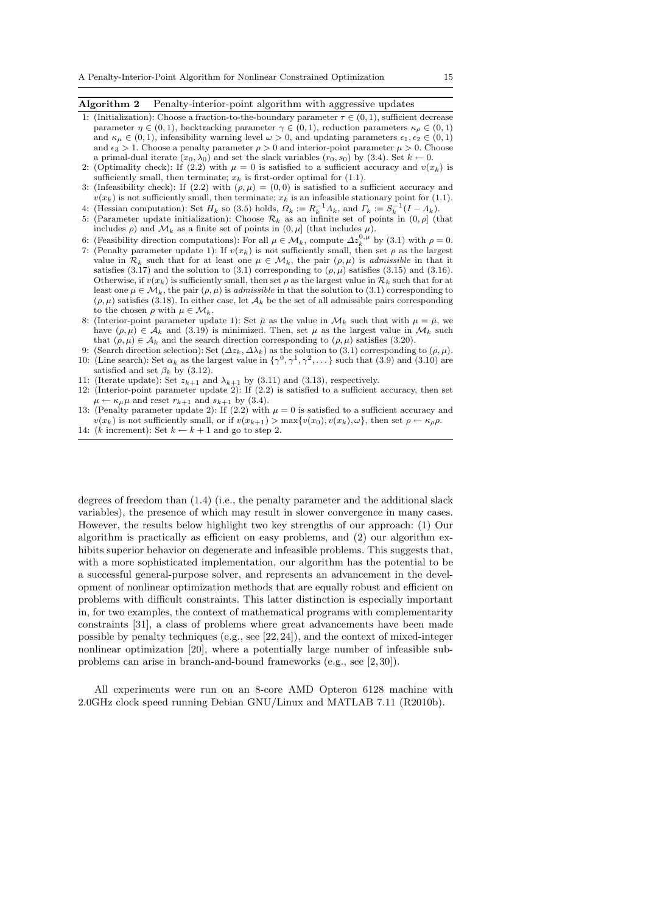**Algorithm 2** Penalty-interior-point algorithm with aggressive updates

1: (Initialization): Choose a fraction-to-the-boundary parameter $\tau \in (0,1)$, sufficient decrease parameter $\eta \in (0,1)$, backtracking parameter $\gamma \in (0,1)$, reduction parameters $\kappa_\rho \in (0,1)$ and $\kappa_\mu \in (0,1)$, infeasibility warning level $\omega > 0$, and updating parameters $\epsilon_1, \epsilon_2 \in (0,1)$ and $\epsilon_3 > 1$. Choose a penalty parameter $\rho > 0$ and interior-point parameter $\mu > 0$. Choose a primal-dual iterate $(x_0, \lambda_0)$ and set the slack variables $(r_0, s_0)$ by (3.4). Set $k \leftarrow 0$.
2: (Optimality check): If (2.2) with $\mu = 0$ is satisfied to a sufficient accuracy and $v(x_k)$ is sufficiently small, then terminate; $x_k$ is first-order optimal for (1.1).
3: (Infeasibility check): If (2.2) with $(\rho, \mu) = (0, 0)$ is satisfied to a sufficient accuracy and $v(x_k)$ is not sufficiently small, then terminate; $x_k$ is an infeasible stationary point for (1.1).
4: (Hessian computation): Set $H_k$ so (3.5) holds, $\Omega_k := R_k^{-1}\Lambda_k$, and $\Gamma_k := S_k^{-1}(I - \Lambda_k)$.
5: (Parameter update initialization): Choose $\mathcal{R}_k$ as an infinite set of points in $(0, \rho]$ (that includes $\rho$) and $\mathcal{M}_k$ as a finite set of points in $(0, \mu]$ (that includes $\mu$).
6: (Feasibility direction computations): For all $\mu \in \mathcal{M}_k$, compute $\Delta z_k^{0,\mu}$ by (3.1) with $\rho = 0$.
7: (Penalty parameter update 1): If $v(x_k)$ is not sufficiently small, then set $\rho$ as the largest value in $\mathcal{R}_k$ such that for at least one $\mu \in \mathcal{M}_k$, the pair $(\rho, \mu)$ is *admissible* in that it satisfies (3.17) and the solution to (3.1) corresponding to $(\rho, \mu)$ satisfies (3.15) and (3.16). Otherwise, if $v(x_k)$ is sufficiently small, then set $\rho$ as the largest value in $\mathcal{R}_k$ such that for at least one $\mu \in \mathcal{M}_k$, the pair $(\rho, \mu)$ is *admissible* in that the solution to (3.1) corresponding to $(\rho, \mu)$ satisfies (3.18). In either case, let $\mathcal{A}_k$ be the set of all admissible pairs corresponding to the chosen $\rho$ with $\mu \in \mathcal{M}_k$.
8: (Interior-point parameter update 1): Set $\bar{\mu}$ as the value in $\mathcal{M}_k$ such that with $\mu = \bar{\mu}$, we have $(\rho, \mu) \in \mathcal{A}_k$ and (3.19) is minimized. Then, set $\mu$ as the largest value in $\mathcal{M}_k$ such that $(\rho, \mu) \in \mathcal{A}_k$ and the search direction corresponding to $(\rho, \mu)$ satisfies (3.20).
9: (Search direction selection): Set $(\Delta z_k, \Delta\lambda_k)$ as the solution to (3.1) corresponding to $(\rho, \mu)$.
10: (Line search): Set $\alpha_k$ as the largest value in $\{\gamma^0, \gamma^1, \gamma^2, \dots\}$ such that (3.9) and (3.10) are satisfied and set $\beta_k$ by (3.12).
11: (Iterate update): Set $z_{k+1}$ and $\lambda_{k+1}$ by (3.11) and (3.13), respectively.
12: (Interior-point parameter update 2): If (2.2) is satisfied to a sufficient accuracy, then set $\mu \leftarrow \kappa_\mu \mu$ and reset $r_{k+1}$ and $s_{k+1}$ by (3.4).
13: (Penalty parameter update 2): If (2.2) with $\mu = 0$ is satisfied to a sufficient accuracy and $v(x_k)$ is not sufficiently small, or if $v(x_{k+1}) > \max\{v(x_0), v(x_k), \omega\}$, then set $\rho \leftarrow \kappa_\rho \rho$.
14: ($k$ increment): Set $k \leftarrow k + 1$ and go to step 2.

degrees of freedom than (1.4) (i.e., the penalty parameter and the additional slack variables), the presence of which may result in slower convergence in many cases. However, the results below highlight two key strengths of our approach: (1) Our algorithm is practically as efficient on easy problems, and (2) our algorithm exhibits superior behavior on degenerate and infeasible problems. This suggests that, with a more sophisticated implementation, our algorithm has the potential to be a successful general-purpose solver, and represents an advancement in the development of nonlinear optimization methods that are equally robust and efficient on problems with difficult constraints. This latter distinction is especially important in, for two examples, the context of mathematical programs with complementarity constraints [31], a class of problems where great advancements have been made possible by penalty techniques (e.g., see [22, 24]), and the context of mixed-integer nonlinear optimization [20], where a potentially large number of infeasible subproblems can arise in branch-and-bound frameworks (e.g., see [2, 30]).

All experiments were run on an 8-core AMD Opteron 6128 machine with 2.0GHz clock speed running Debian GNU/Linux and MATLAB 7.11 (R2010b).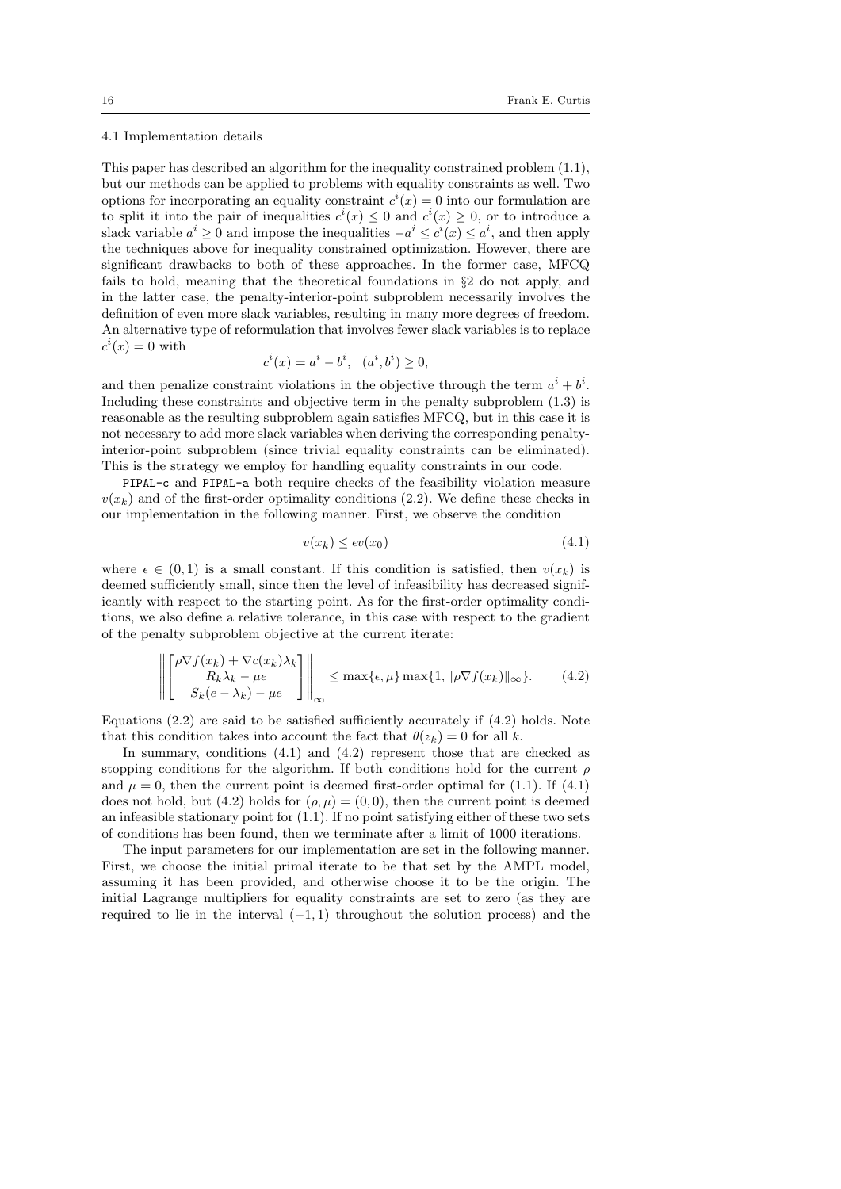### 4.1 Implementation details

This paper has described an algorithm for the inequality constrained problem (1.1), but our methods can be applied to problems with equality constraints as well. Two options for incorporating an equality constraint $c^i(x) = 0$ into our formulation are to split it into the pair of inequalities $c^i(x) \leq 0$ and $c^i(x) \geq 0$, or to introduce a slack variable $a^i \geq 0$ and impose the inequalities $-a^i \leq c^i(x) \leq a^i$, and then apply the techniques above for inequality constrained optimization. However, there are significant drawbacks to both of these approaches. In the former case, MFCQ fails to hold, meaning that the theoretical foundations in §2 do not apply, and in the latter case, the penalty-interior-point subproblem necessarily involves the definition of even more slack variables, resulting in many more degrees of freedom. An alternative type of reformulation that involves fewer slack variables is to replace $c^i(x) = 0$ with

$$c^i(x) = a^i - b^i, \quad (a^i, b^i) \geq 0,$$

and then penalize constraint violations in the objective through the term $a^i + b^i$. Including these constraints and objective term in the penalty subproblem (1.3) is reasonable as the resulting subproblem again satisfies MFCQ, but in this case it is not necessary to add more slack variables when deriving the corresponding penalty-interior-point subproblem (since trivial equality constraints can be eliminated). This is the strategy we employ for handling equality constraints in our code.

`PIPAL-c` and `PIPAL-a` both require checks of the feasibility violation measure $v(x_k)$ and of the first-order optimality conditions (2.2). We define these checks in our implementation in the following manner. First, we observe the condition

$$v(x_k) \leq \epsilon v(x_0) \tag{4.1}$$

where $\epsilon \in (0, 1)$ is a small constant. If this condition is satisfied, then $v(x_k)$ is deemed sufficiently small, since then the level of infeasibility has decreased significantly with respect to the starting point. As for the first-order optimality conditions, we also define a relative tolerance, in this case with respect to the gradient of the penalty subproblem objective at the current iterate:

$$\left\| \begin{bmatrix} \rho \nabla f(x_k) + \nabla c(x_k) \lambda_k \\ R_k \lambda_k - \mu e \\ S_k(e - \lambda_k) - \mu e \end{bmatrix} \right\|_\infty \leq \max\{\epsilon, \mu\} \max\{1, \|\rho \nabla f(x_k)\|_\infty\}. \tag{4.2}$$

Equations (2.2) are said to be satisfied sufficiently accurately if (4.2) holds. Note that this condition takes into account the fact that $\theta(z_k) = 0$ for all $k$.

In summary, conditions (4.1) and (4.2) represent those that are checked as stopping conditions for the algorithm. If both conditions hold for the current $\rho$ and $\mu = 0$, then the current point is deemed first-order optimal for (1.1). If (4.1) does not hold, but (4.2) holds for $(\rho, \mu) = (0, 0)$, then the current point is deemed an infeasible stationary point for (1.1). If no point satisfying either of these two sets of conditions has been found, then we terminate after a limit of 1000 iterations.

The input parameters for our implementation are set in the following manner. First, we choose the initial primal iterate to be that set by the AMPL model, assuming it has been provided, and otherwise choose it to be the origin. The initial Lagrange multipliers for equality constraints are set to zero (as they are required to lie in the interval $(-1, 1)$ throughout the solution process) and the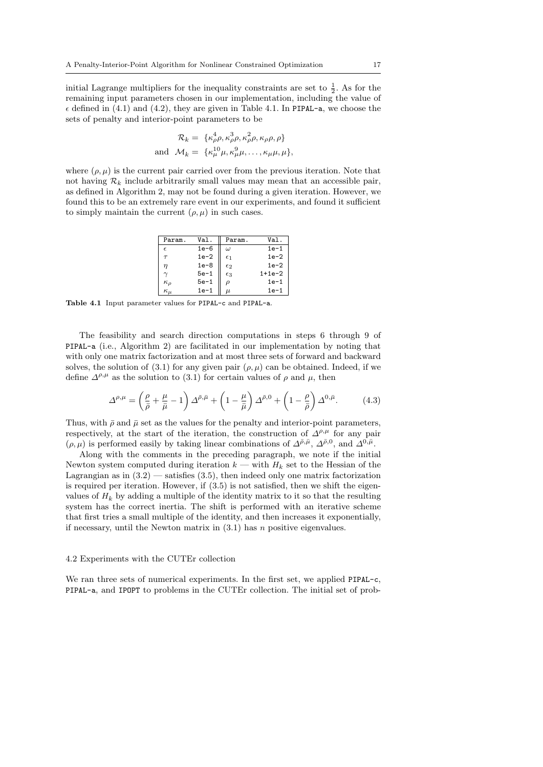initial Lagrange multipliers for the inequality constraints are set to $\frac{1}{2}$. As for the remaining input parameters chosen in our implementation, including the value of $\epsilon$ defined in (4.1) and (4.2), they are given in Table 4.1. In PIPAL-a, we choose the sets of penalty and interior-point parameters to be

$$\mathcal{R}_k = \{\kappa_\rho^4\rho, \kappa_\rho^3\rho, \kappa_\rho^2\rho, \kappa_\rho\rho, \rho\}$$
$$\text{and} \quad \mathcal{M}_k = \{\kappa_\mu^{10}\mu, \kappa_\mu^9\mu, \ldots, \kappa_\mu\mu, \mu\},$$

where $(\rho, \mu)$ is the current pair carried over from the previous iteration. Note that not having $\mathcal{R}_k$ include arbitrarily small values may mean that an accessible pair, as defined in Algorithm 2, may not be found during a given iteration. However, we found this to be an extremely rare event in our experiments, and found it sufficient to simply maintain the current $(\rho, \mu)$ in such cases.

| Param. | Val. | Param. | Val. |
|---|---|---|---|
| $\epsilon$ | 1e-6 | $\omega$ | 1e-1 |
| $\tau$ | 1e-2 | $\epsilon_1$ | 1e-2 |
| $\eta$ | 1e-8 | $\epsilon_2$ | 1e-2 |
| $\gamma$ | 5e-1 | $\epsilon_3$ | 1+1e-2 |
| $\kappa_\rho$ | 5e-1 | $\rho$ | 1e-1 |
| $\kappa_\mu$ | 1e-1 | $\mu$ | 1e-1 |

**Table 4.1** Input parameter values for PIPAL-c and PIPAL-a.

The feasibility and search direction computations in steps 6 through 9 of PIPAL-a (i.e., Algorithm 2) are facilitated in our implementation by noting that with only one matrix factorization and at most three sets of forward and backward solves, the solution of (3.1) for any given pair $(\rho, \mu)$ can be obtained. Indeed, if we define $\Delta^{\rho,\mu}$ as the solution to (3.1) for certain values of $\rho$ and $\mu$, then

$$\Delta^{\rho,\mu} = \left(\frac{\rho}{\bar{\rho}} + \frac{\mu}{\bar{\mu}} - 1\right)\Delta^{\bar{\rho},\bar{\mu}} + \left(1 - \frac{\mu}{\bar{\mu}}\right)\Delta^{\bar{\rho},0} + \left(1 - \frac{\rho}{\bar{\rho}}\right)\Delta^{0,\bar{\mu}}. \tag{4.3}$$

Thus, with $\bar{\rho}$ and $\bar{\mu}$ set as the values for the penalty and interior-point parameters, respectively, at the start of the iteration, the construction of $\Delta^{\rho,\mu}$ for any pair $(\rho, \mu)$ is performed easily by taking linear combinations of $\Delta^{\bar{\rho},\bar{\mu}}$, $\Delta^{\bar{\rho},0}$, and $\Delta^{0,\bar{\mu}}$.

Along with the comments in the preceding paragraph, we note if the initial Newton system computed during iteration $k$ — with $H_k$ set to the Hessian of the Lagrangian as in (3.2) — satisfies (3.5), then indeed only one matrix factorization is required per iteration. However, if (3.5) is not satisfied, then we shift the eigenvalues of $H_k$ by adding a multiple of the identity matrix to it so that the resulting system has the correct inertia. The shift is performed with an iterative scheme that first tries a small multiple of the identity, and then increases it exponentially, if necessary, until the Newton matrix in (3.1) has $n$ positive eigenvalues.

### 4.2 Experiments with the CUTEr collection

We ran three sets of numerical experiments. In the first set, we applied PIPAL-c, PIPAL-a, and IPOPT to problems in the CUTEr collection. The initial set of prob-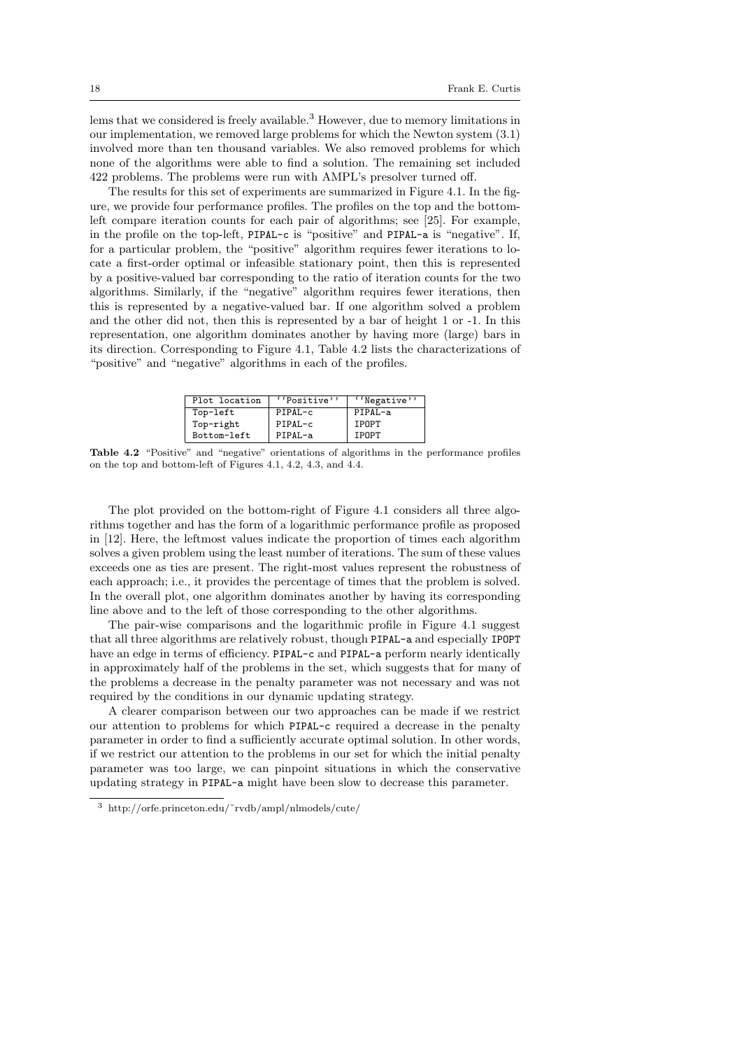lems that we considered is freely available.[3] However, due to memory limitations in our implementation, we removed large problems for which the Newton system (3.1) involved more than ten thousand variables. We also removed problems for which none of the algorithms were able to find a solution. The remaining set included 422 problems. The problems were run with AMPL's presolver turned off.

The results for this set of experiments are summarized in Figure 4.1. In the figure, we provide four performance profiles. The profiles on the top and the bottom-left compare iteration counts for each pair of algorithms; see [25]. For example, in the profile on the top-left, PIPAL-c is "positive" and PIPAL-a is "negative". If, for a particular problem, the "positive" algorithm requires fewer iterations to locate a first-order optimal or infeasible stationary point, then this is represented by a positive-valued bar corresponding to the ratio of iteration counts for the two algorithms. Similarly, if the "negative" algorithm requires fewer iterations, then this is represented by a negative-valued bar. If one algorithm solved a problem and the other did not, then this is represented by a bar of height 1 or -1. In this representation, one algorithm dominates another by having more (large) bars in its direction. Corresponding to Figure 4.1, Table 4.2 lists the characterizations of "positive" and "negative" algorithms in each of the profiles.

| Plot location | "Positive" | "Negative" |
| --- | --- | --- |
| Top-left | PIPAL-c | PIPAL-a |
| Top-right | PIPAL-c | IPOPT |
| Bottom-left | PIPAL-a | IPOPT |

**Table 4.2** "Positive" and "negative" orientations of algorithms in the performance profiles on the top and bottom-left of Figures 4.1, 4.2, 4.3, and 4.4.

The plot provided on the bottom-right of Figure 4.1 considers all three algorithms together and has the form of a logarithmic performance profile as proposed in [12]. Here, the leftmost values indicate the proportion of times each algorithm solves a given problem using the least number of iterations. The sum of these values exceeds one as ties are present. The right-most values represent the robustness of each approach; i.e., it provides the percentage of times that the problem is solved. In the overall plot, one algorithm dominates another by having its corresponding line above and to the left of those corresponding to the other algorithms.

The pair-wise comparisons and the logarithmic profile in Figure 4.1 suggest that all three algorithms are relatively robust, though PIPAL-a and especially IPOPT have an edge in terms of efficiency. PIPAL-c and PIPAL-a perform nearly identically in approximately half of the problems in the set, which suggests that for many of the problems a decrease in the penalty parameter was not necessary and was not required by the conditions in our dynamic updating strategy.

A clearer comparison between our two approaches can be made if we restrict our attention to problems for which PIPAL-c required a decrease in the penalty parameter in order to find a sufficiently accurate optimal solution. In other words, if we restrict our attention to the problems in our set for which the initial penalty parameter was too large, we can pinpoint situations in which the conservative updating strategy in PIPAL-a might have been slow to decrease this parameter.

[3] http://orfe.princeton.edu/~rvdb/ampl/nlmodels/cute/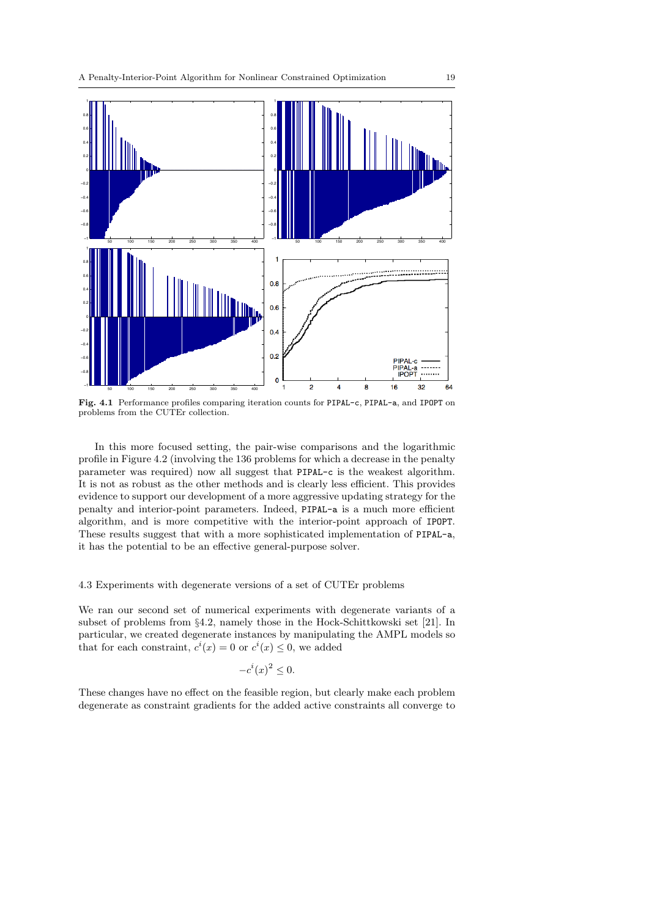**Fig. 4.1** Performance profiles comparing iteration counts for PIPAL-c, PIPAL-a, and IPOPT on problems from the CUTEr collection.

In this more focused setting, the pair-wise comparisons and the logarithmic profile in Figure 4.2 (involving the 136 problems for which a decrease in the penalty parameter was required) now all suggest that PIPAL-c is the weakest algorithm. It is not as robust as the other methods and is clearly less efficient. This provides evidence to support our development of a more aggressive updating strategy for the penalty and interior-point parameters. Indeed, PIPAL-a is a much more efficient algorithm, and is more competitive with the interior-point approach of IPOPT. These results suggest that with a more sophisticated implementation of PIPAL-a, it has the potential to be an effective general-purpose solver.

## 4.3 Experiments with degenerate versions of a set of CUTEr problems

We ran our second set of numerical experiments with degenerate variants of a subset of problems from §4.2, namely those in the Hock-Schittkowski set [21]. In particular, we created degenerate instances by manipulating the AMPL models so that for each constraint, $c^i(x) = 0$ or $c^i(x) \leq 0$, we added

$$-c^i(x)^2 \leq 0.$$

These changes have no effect on the feasible region, but clearly make each problem degenerate as constraint gradients for the added active constraints all converge to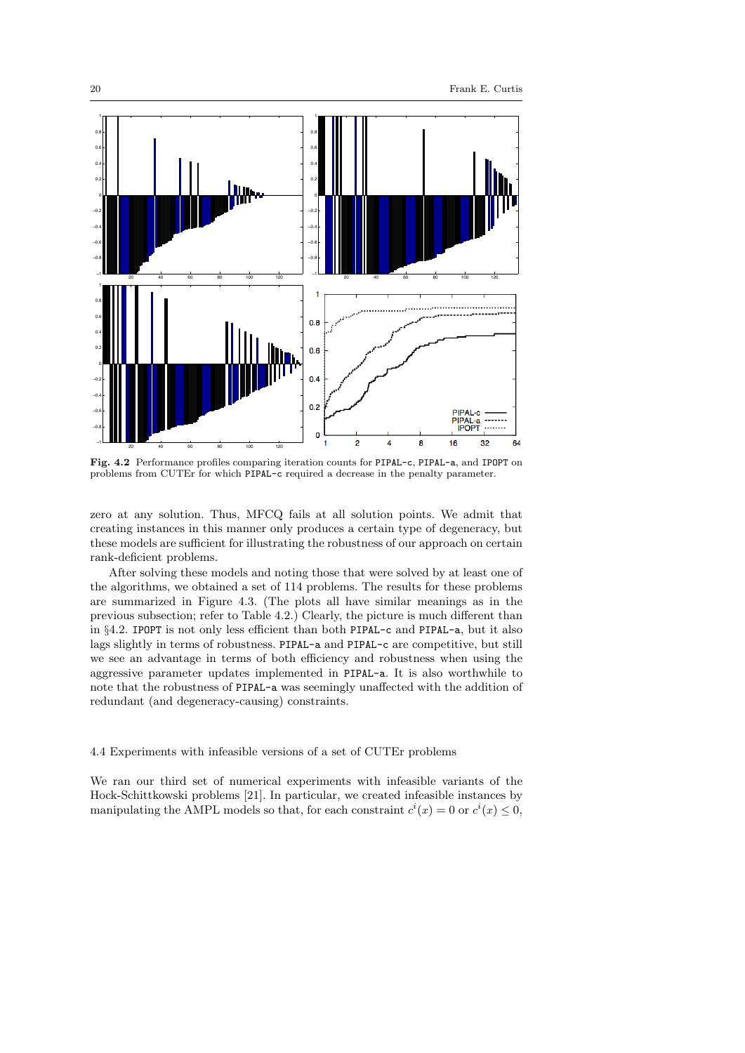**Fig. 4.2** Performance profiles comparing iteration counts for PIPAL-c, PIPAL-a, and IPOPT on problems from CUTEr for which PIPAL-c required a decrease in the penalty parameter.

zero at any solution. Thus, MFCQ fails at all solution points. We admit that creating instances in this manner only produces a certain type of degeneracy, but these models are sufficient for illustrating the robustness of our approach on certain rank-deficient problems.

After solving these models and noting those that were solved by at least one of the algorithms, we obtained a set of 114 problems. The results for these problems are summarized in Figure 4.3. (The plots all have similar meanings as in the previous subsection; refer to Table 4.2.) Clearly, the picture is much different than in §4.2. IPOPT is not only less efficient than both PIPAL-c and PIPAL-a, but it also lags slightly in terms of robustness. PIPAL-a and PIPAL-c are competitive, but still we see an advantage in terms of both efficiency and robustness when using the aggressive parameter updates implemented in PIPAL-a. It is also worthwhile to note that the robustness of PIPAL-a was seemingly unaffected with the addition of redundant (and degeneracy-causing) constraints.

### 4.4 Experiments with infeasible versions of a set of CUTEr problems

We ran our third set of numerical experiments with infeasible variants of the Hock-Schittkowski problems [21]. In particular, we created infeasible instances by manipulating the AMPL models so that, for each constraint $c^i(x) = 0$ or $c^i(x) \leq 0$,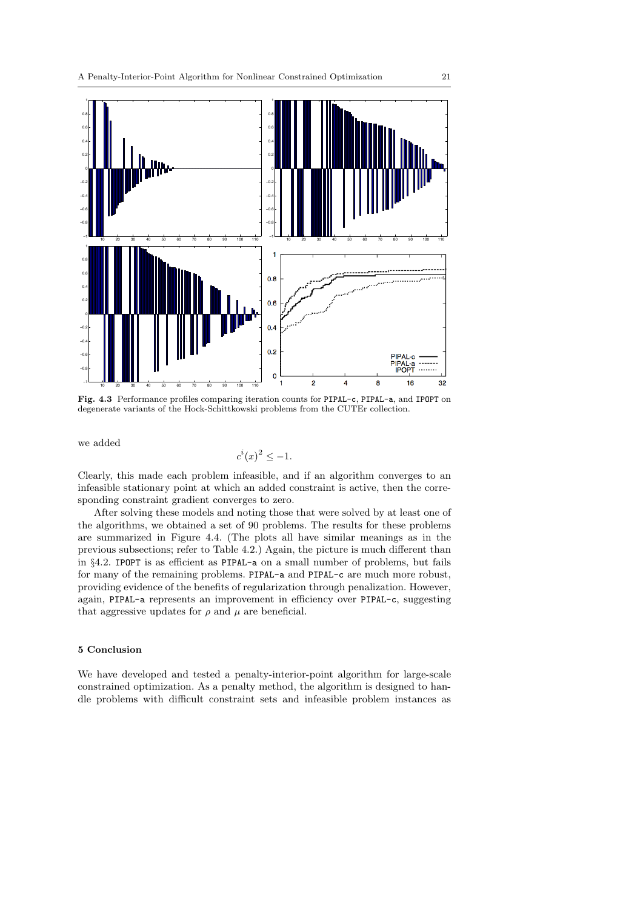**Fig. 4.3** Performance profiles comparing iteration counts for PIPAL-c, PIPAL-a, and IPOPT on degenerate variants of the Hock-Schittkowski problems from the CUTEr collection.

we added

$$c^i(x)^2 \leq -1.$$

Clearly, this made each problem infeasible, and if an algorithm converges to an infeasible stationary point at which an added constraint is active, then the corresponding constraint gradient converges to zero.

After solving these models and noting those that were solved by at least one of the algorithms, we obtained a set of 90 problems. The results for these problems are summarized in Figure 4.4. (The plots all have similar meanings as in the previous subsections; refer to Table 4.2.) Again, the picture is much different than in §4.2. IPOPT is as efficient as PIPAL-a on a small number of problems, but fails for many of the remaining problems. PIPAL-a and PIPAL-c are much more robust, providing evidence of the benefits of regularization through penalization. However, again, PIPAL-a represents an improvement in efficiency over PIPAL-c, suggesting that aggressive updates for $\rho$ and $\mu$ are beneficial.

## 5 Conclusion

We have developed and tested a penalty-interior-point algorithm for large-scale constrained optimization. As a penalty method, the algorithm is designed to handle problems with difficult constraint sets and infeasible problem instances as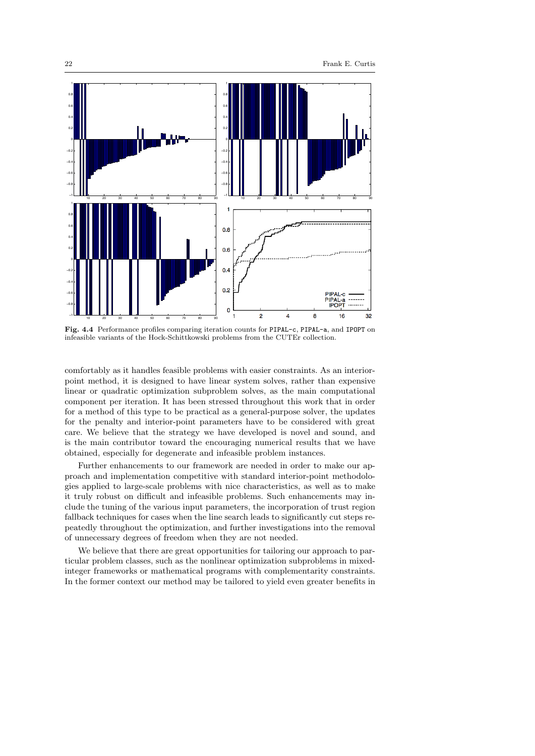**Fig. 4.4** Performance profiles comparing iteration counts for `PIPAL-c`, `PIPAL-a`, and `IPOPT` on infeasible variants of the Hock-Schittkowski problems from the CUTEr collection.

comfortably as it handles feasible problems with easier constraints. As an interior-point method, it is designed to have linear system solves, rather than expensive linear or quadratic optimization subproblem solves, as the main computational component per iteration. It has been stressed throughout this work that in order for a method of this type to be practical as a general-purpose solver, the updates for the penalty and interior-point parameters have to be considered with great care. We believe that the strategy we have developed is novel and sound, and is the main contributor toward the encouraging numerical results that we have obtained, especially for degenerate and infeasible problem instances.

Further enhancements to our framework are needed in order to make our approach and implementation competitive with standard interior-point methodologies applied to large-scale problems with nice characteristics, as well as to make it truly robust on difficult and infeasible problems. Such enhancements may include the tuning of the various input parameters, the incorporation of trust region fallback techniques for cases when the line search leads to significantly cut steps repeatedly throughout the optimization, and further investigations into the removal of unnecessary degrees of freedom when they are not needed.

We believe that there are great opportunities for tailoring our approach to particular problem classes, such as the nonlinear optimization subproblems in mixed-integer frameworks or mathematical programs with complementarity constraints. In the former context our method may be tailored to yield even greater benefits in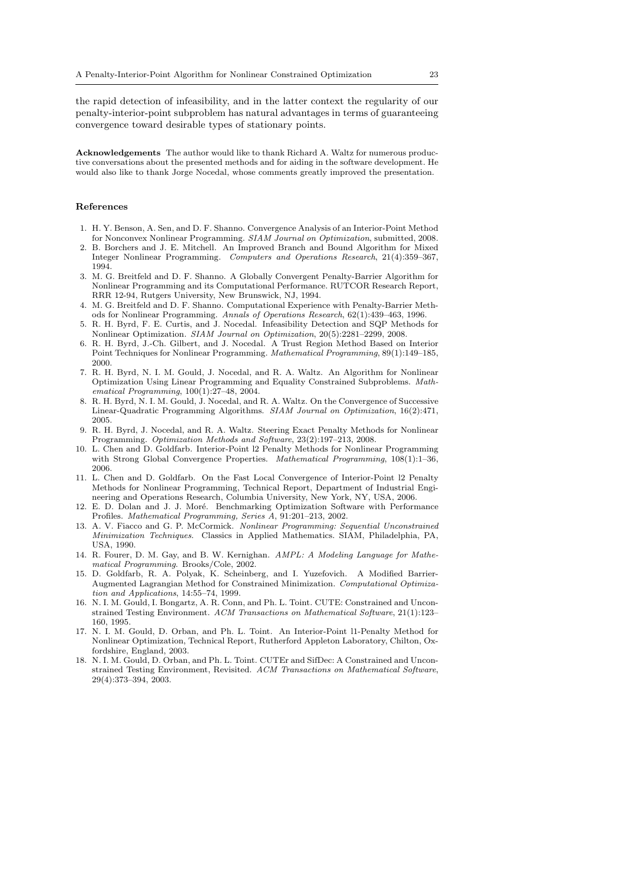the rapid detection of infeasibility, and in the latter context the regularity of our penalty-interior-point subproblem has natural advantages in terms of guaranteeing convergence toward desirable types of stationary points.

**Acknowledgements** The author would like to thank Richard A. Waltz for numerous productive conversations about the presented methods and for aiding in the software development. He would also like to thank Jorge Nocedal, whose comments greatly improved the presentation.

## References

1. H. Y. Benson, A. Sen, and D. F. Shanno. Convergence Analysis of an Interior-Point Method for Nonconvex Nonlinear Programming. *SIAM Journal on Optimization*, submitted, 2008.
2. B. Borchers and J. E. Mitchell. An Improved Branch and Bound Algorithm for Mixed Integer Nonlinear Programming. *Computers and Operations Research*, 21(4):359–367, 1994.
3. M. G. Breitfeld and D. F. Shanno. A Globally Convergent Penalty-Barrier Algorithm for Nonlinear Programming and its Computational Performance. RUTCOR Research Report, RRR 12-94, Rutgers University, New Brunswick, NJ, 1994.
4. M. G. Breitfeld and D. F. Shanno. Computational Experience with Penalty-Barrier Methods for Nonlinear Programming. *Annals of Operations Research*, 62(1):439–463, 1996.
5. R. H. Byrd, F. E. Curtis, and J. Nocedal. Infeasibility Detection and SQP Methods for Nonlinear Optimization. *SIAM Journal on Optimization*, 20(5):2281–2299, 2008.
6. R. H. Byrd, J.-Ch. Gilbert, and J. Nocedal. A Trust Region Method Based on Interior Point Techniques for Nonlinear Programming. *Mathematical Programming*, 89(1):149–185, 2000.
7. R. H. Byrd, N. I. M. Gould, J. Nocedal, and R. A. Waltz. An Algorithm for Nonlinear Optimization Using Linear Programming and Equality Constrained Subproblems. *Mathematical Programming*, 100(1):27–48, 2004.
8. R. H. Byrd, N. I. M. Gould, J. Nocedal, and R. A. Waltz. On the Convergence of Successive Linear-Quadratic Programming Algorithms. *SIAM Journal on Optimization*, 16(2):471, 2005.
9. R. H. Byrd, J. Nocedal, and R. A. Waltz. Steering Exact Penalty Methods for Nonlinear Programming. *Optimization Methods and Software*, 23(2):197–213, 2008.
10. L. Chen and D. Goldfarb. Interior-Point l2 Penalty Methods for Nonlinear Programming with Strong Global Convergence Properties. *Mathematical Programming*, 108(1):1–36, 2006.
11. L. Chen and D. Goldfarb. On the Fast Local Convergence of Interior-Point l2 Penalty Methods for Nonlinear Programming, Technical Report, Department of Industrial Engineering and Operations Research, Columbia University, New York, NY, USA, 2006.
12. E. D. Dolan and J. J. Moré. Benchmarking Optimization Software with Performance Profiles. *Mathematical Programming, Series A*, 91:201–213, 2002.
13. A. V. Fiacco and G. P. McCormick. *Nonlinear Programming: Sequential Unconstrained Minimization Techniques*. Classics in Applied Mathematics. SIAM, Philadelphia, PA, USA, 1990.
14. R. Fourer, D. M. Gay, and B. W. Kernighan. *AMPL: A Modeling Language for Mathematical Programming*. Brooks/Cole, 2002.
15. D. Goldfarb, R. A. Polyak, K. Scheinberg, and I. Yuzefovich. A Modified Barrier-Augmented Lagrangian Method for Constrained Minimization. *Computational Optimization and Applications*, 14:55–74, 1999.
16. N. I. M. Gould, I. Bongartz, A. R. Conn, and Ph. L. Toint. CUTE: Constrained and Unconstrained Testing Environment. *ACM Transactions on Mathematical Software*, 21(1):123–160, 1995.
17. N. I. M. Gould, D. Orban, and Ph. L. Toint. An Interior-Point l1-Penalty Method for Nonlinear Optimization, Technical Report, Rutherford Appleton Laboratory, Chilton, Oxfordshire, England, 2003.
18. N. I. M. Gould, D. Orban, and Ph. L. Toint. CUTEr and SifDec: A Constrained and Unconstrained Testing Environment, Revisited. *ACM Transactions on Mathematical Software*, 29(4):373–394, 2003.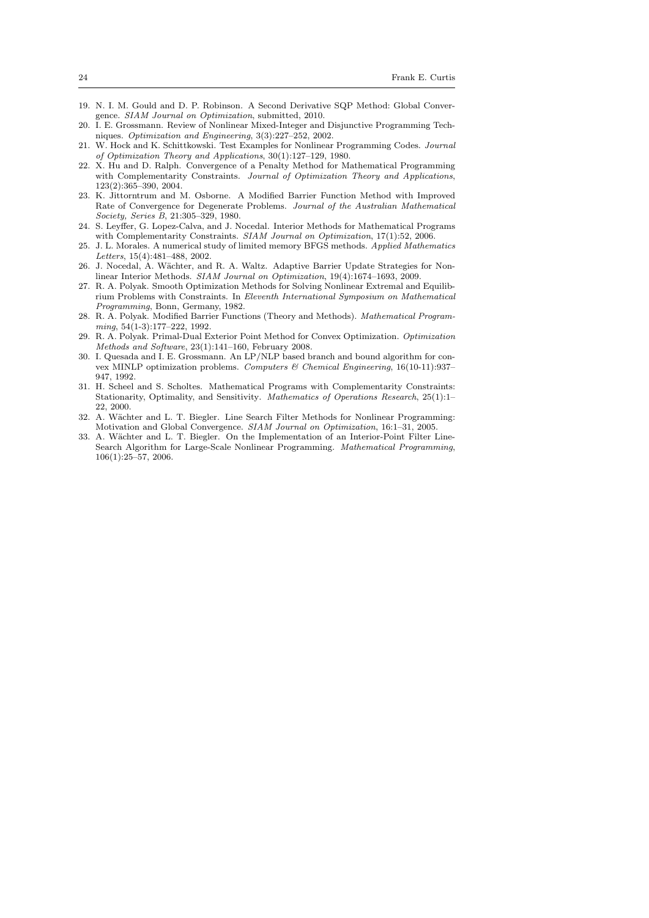19. N. I. M. Gould and D. P. Robinson. A Second Derivative SQP Method: Global Convergence. *SIAM Journal on Optimization*, submitted, 2010.
20. I. E. Grossmann. Review of Nonlinear Mixed-Integer and Disjunctive Programming Techniques. *Optimization and Engineering*, 3(3):227–252, 2002.
21. W. Hock and K. Schittkowski. Test Examples for Nonlinear Programming Codes. *Journal of Optimization Theory and Applications*, 30(1):127–129, 1980.
22. X. Hu and D. Ralph. Convergence of a Penalty Method for Mathematical Programming with Complementarity Constraints. *Journal of Optimization Theory and Applications*, 123(2):365–390, 2004.
23. K. Jittorntrum and M. Osborne. A Modified Barrier Function Method with Improved Rate of Convergence for Degenerate Problems. *Journal of the Australian Mathematical Society, Series B*, 21:305–329, 1980.
24. S. Leyffer, G. Lopez-Calva, and J. Nocedal. Interior Methods for Mathematical Programs with Complementarity Constraints. *SIAM Journal on Optimization*, 17(1):52, 2006.
25. J. L. Morales. A numerical study of limited memory BFGS methods. *Applied Mathematics Letters*, 15(4):481–488, 2002.
26. J. Nocedal, A. Wächter, and R. A. Waltz. Adaptive Barrier Update Strategies for Nonlinear Interior Methods. *SIAM Journal on Optimization*, 19(4):1674–1693, 2009.
27. R. A. Polyak. Smooth Optimization Methods for Solving Nonlinear Extremal and Equilibrium Problems with Constraints. In *Eleventh International Symposium on Mathematical Programming*, Bonn, Germany, 1982.
28. R. A. Polyak. Modified Barrier Functions (Theory and Methods). *Mathematical Programming*, 54(1-3):177–222, 1992.
29. R. A. Polyak. Primal-Dual Exterior Point Method for Convex Optimization. *Optimization Methods and Software*, 23(1):141–160, February 2008.
30. I. Quesada and I. E. Grossmann. An LP/NLP based branch and bound algorithm for convex MINLP optimization problems. *Computers & Chemical Engineering*, 16(10-11):937–947, 1992.
31. H. Scheel and S. Scholtes. Mathematical Programs with Complementarity Constraints: Stationarity, Optimality, and Sensitivity. *Mathematics of Operations Research*, 25(1):1–22, 2000.
32. A. Wächter and L. T. Biegler. Line Search Filter Methods for Nonlinear Programming: Motivation and Global Convergence. *SIAM Journal on Optimization*, 16:1–31, 2005.
33. A. Wächter and L. T. Biegler. On the Implementation of an Interior-Point Filter Line-Search Algorithm for Large-Scale Nonlinear Programming. *Mathematical Programming*, 106(1):25–57, 2006.